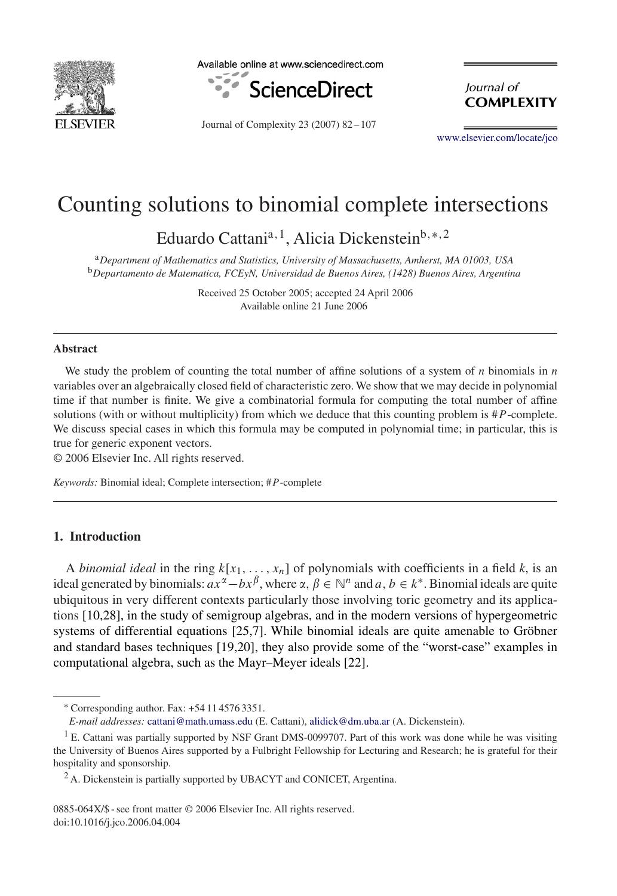# Counting solutions to binomial complete intersections

Eduardo Cattani[a,1], Alicia Dickenstein[b,*,2]

[a]*Department of Mathematics and Statistics, University of Massachusetts, Amherst, MA 01003, USA*
[b]*Departamento de Matematica, FCEyN, Universidad de Buenos Aires, (1428) Buenos Aires, Argentina*

Received 25 October 2005; accepted 24 April 2006
Available online 21 June 2006

---

### Abstract

We study the problem of counting the total number of affine solutions of a system of $n$ binomials in $n$ variables over an algebraically closed field of characteristic zero. We show that we may decide in polynomial time if that number is finite. We give a combinatorial formula for computing the total number of affine solutions (with or without multiplicity) from which we deduce that this counting problem is $\#P$-complete. We discuss special cases in which this formula may be computed in polynomial time; in particular, this is true for generic exponent vectors.

© 2006 Elsevier Inc. All rights reserved.

*Keywords:* Binomial ideal; Complete intersection; $\#P$-complete

---

## 1. Introduction

A *binomial ideal* in the ring $k[x_1, \ldots, x_n]$ of polynomials with coefficients in a field $k$, is an ideal generated by binomials: $ax^\alpha - bx^\beta$, where $\alpha, \beta \in \mathbb{N}^n$ and $a, b \in k^*$. Binomial ideals are quite ubiquitous in very different contexts particularly those involving toric geometry and its applications [10,28], in the study of semigroup algebras, and in the modern versions of hypergeometric systems of differential equations [25,7]. While binomial ideals are quite amenable to Gröbner and standard bases techniques [19,20], they also provide some of the "worst-case" examples in computational algebra, such as the Mayr–Meyer ideals [22].

---

\* Corresponding author. Fax: +54 11 4576 3351.
*E-mail addresses:* cattani@math.umass.edu (E. Cattani), alidick@dm.uba.ar (A. Dickenstein).

[1] E. Cattani was partially supported by NSF Grant DMS-0099707. Part of this work was done while he was visiting the University of Buenos Aires supported by a Fulbright Fellowship for Lecturing and Research; he is grateful for their hospitality and sponsorship.

[2] A. Dickenstein is partially supported by UBACYT and CONICET, Argentina.

0885-064X/$ - see front matter © 2006 Elsevier Inc. All rights reserved.
doi:10.1016/j.jco.2006.04.004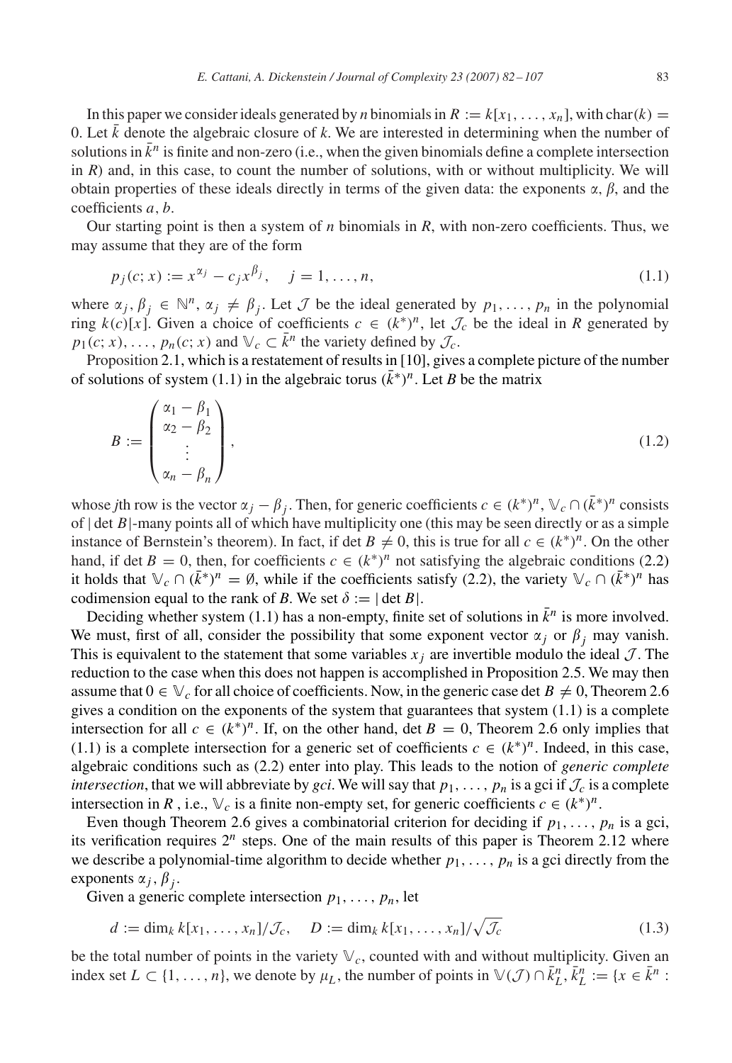In this paper we consider ideals generated by $n$ binomials in $R := k[x_1, \ldots, x_n]$, with $\mathrm{char}(k) = 0$. Let $\bar{k}$ denote the algebraic closure of $k$. We are interested in determining when the number of solutions in $\bar{k}^n$ is finite and non-zero (i.e., when the given binomials define a complete intersection in $R$) and, in this case, to count the number of solutions, with or without multiplicity. We will obtain properties of these ideals directly in terms of the given data: the exponents $\alpha$, $\beta$, and the coefficients $a, b$.

Our starting point is then a system of $n$ binomials in $R$, with non-zero coefficients. Thus, we may assume that they are of the form

$$p_j(c; x) := x^{\alpha_j} - c_j x^{\beta_j}, \quad j = 1, \ldots, n, \tag{1.1}$$

where $\alpha_j, \beta_j \in \mathbb{N}^n$, $\alpha_j \neq \beta_j$. Let $\mathcal{J}$ be the ideal generated by $p_1, \ldots, p_n$ in the polynomial ring $k(c)[x]$. Given a choice of coefficients $c \in (k^*)^n$, let $\mathcal{J}_c$ be the ideal in $R$ generated by $p_1(c; x), \ldots, p_n(c; x)$ and $\mathbb{V}_c \subset \bar{k}^n$ the variety defined by $\mathcal{J}_c$.

Proposition 2.1, which is a restatement of results in [10], gives a complete picture of the number of solutions of system (1.1) in the algebraic torus $(\bar{k}^*)^n$. Let $B$ be the matrix

$$B := \begin{pmatrix} \alpha_1 - \beta_1 \\ \alpha_2 - \beta_2 \\ \vdots \\ \alpha_n - \beta_n \end{pmatrix}, \tag{1.2}$$

whose $j$th row is the vector $\alpha_j - \beta_j$. Then, for generic coefficients $c \in (k^*)^n$, $\mathbb{V}_c \cap (\bar{k}^*)^n$ consists of $|\det B|$-many points all of which have multiplicity one (this may be seen directly or as a simple instance of Bernstein's theorem). In fact, if $\det B \neq 0$, this is true for all $c \in (k^*)^n$. On the other hand, if $\det B = 0$, then, for coefficients $c \in (k^*)^n$ not satisfying the algebraic conditions (2.2) it holds that $\mathbb{V}_c \cap (\bar{k}^*)^n = \emptyset$, while if the coefficients satisfy (2.2), the variety $\mathbb{V}_c \cap (\bar{k}^*)^n$ has codimension equal to the rank of $B$. We set $\delta := |\det B|$.

Deciding whether system (1.1) has a non-empty, finite set of solutions in $\bar{k}^n$ is more involved. We must, first of all, consider the possibility that some exponent vector $\alpha_j$ or $\beta_j$ may vanish. This is equivalent to the statement that some variables $x_j$ are invertible modulo the ideal $\mathcal{J}$. The reduction to the case when this does not happen is accomplished in Proposition 2.5. We may then assume that $0 \in \mathbb{V}_c$ for all choice of coefficients. Now, in the generic case $\det B \neq 0$, Theorem 2.6 gives a condition on the exponents of the system that guarantees that system (1.1) is a complete intersection for all $c \in (k^*)^n$. If, on the other hand, $\det B = 0$, Theorem 2.6 only implies that (1.1) is a complete intersection for a generic set of coefficients $c \in (k^*)^n$. Indeed, in this case, algebraic conditions such as (2.2) enter into play. This leads to the notion of *generic complete intersection*, that we will abbreviate by *gci*. We will say that $p_1, \ldots, p_n$ is a gci if $\mathcal{J}_c$ is a complete intersection in $R$, i.e., $\mathbb{V}_c$ is a finite non-empty set, for generic coefficients $c \in (k^*)^n$.

Even though Theorem 2.6 gives a combinatorial criterion for deciding if $p_1, \ldots, p_n$ is a gci, its verification requires $2^n$ steps. One of the main results of this paper is Theorem 2.12 where we describe a polynomial-time algorithm to decide whether $p_1, \ldots, p_n$ is a gci directly from the exponents $\alpha_j, \beta_j$.

Given a generic complete intersection $p_1, \ldots, p_n$, let

$$d := \dim_k k[x_1, \ldots, x_n]/\mathcal{J}_c, \quad D := \dim_k k[x_1, \ldots, x_n]/\sqrt{\mathcal{J}_c} \tag{1.3}$$

be the total number of points in the variety $\mathbb{V}_c$, counted with and without multiplicity. Given an index set $L \subset \{1, \ldots, n\}$, we denote by $\mu_L$, the number of points in $\mathbb{V}(\mathcal{J}) \cap \bar{k}^n_L$, $\bar{k}^n_L := \{x \in \bar{k}^n :$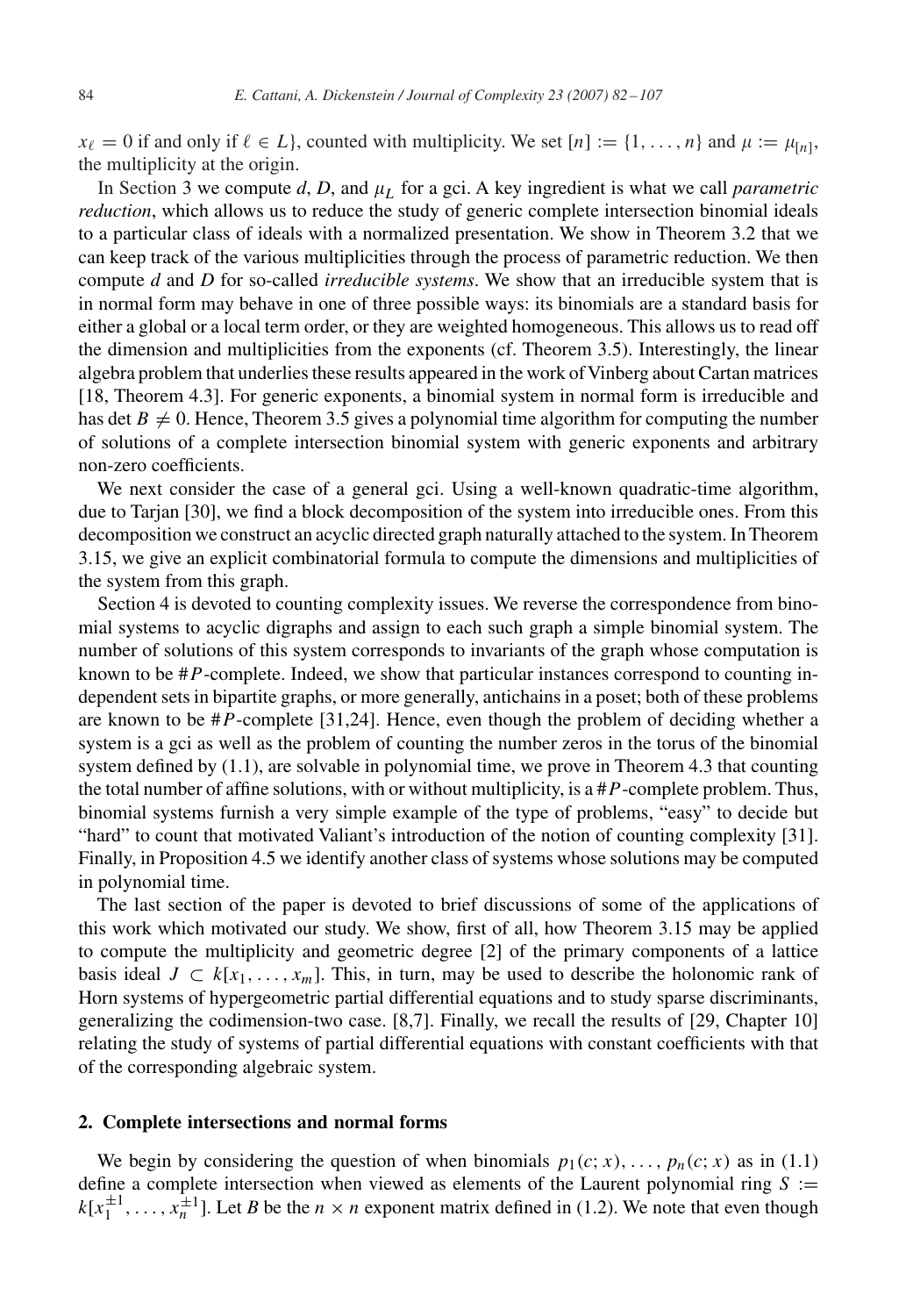$x_\ell = 0$ if and only if $\ell \in L\}$, counted with multiplicity. We set $[n] := \{1, \ldots, n\}$ and $\mu := \mu_{[n]}$, the multiplicity at the origin.

In Section 3 we compute $d$, $D$, and $\mu_L$ for a gci. A key ingredient is what we call *parametric reduction*, which allows us to reduce the study of generic complete intersection binomial ideals to a particular class of ideals with a normalized presentation. We show in Theorem 3.2 that we can keep track of the various multiplicities through the process of parametric reduction. We then compute $d$ and $D$ for so-called *irreducible systems*. We show that an irreducible system that is in normal form may behave in one of three possible ways: its binomials are a standard basis for either a global or a local term order, or they are weighted homogeneous. This allows us to read off the dimension and multiplicities from the exponents (cf. Theorem 3.5). Interestingly, the linear algebra problem that underlies these results appeared in the work of Vinberg about Cartan matrices [18, Theorem 4.3]. For generic exponents, a binomial system in normal form is irreducible and has $\det B \neq 0$. Hence, Theorem 3.5 gives a polynomial time algorithm for computing the number of solutions of a complete intersection binomial system with generic exponents and arbitrary non-zero coefficients.

We next consider the case of a general gci. Using a well-known quadratic-time algorithm, due to Tarjan [30], we find a block decomposition of the system into irreducible ones. From this decomposition we construct an acyclic directed graph naturally attached to the system. In Theorem 3.15, we give an explicit combinatorial formula to compute the dimensions and multiplicities of the system from this graph.

Section 4 is devoted to counting complexity issues. We reverse the correspondence from binomial systems to acyclic digraphs and assign to each such graph a simple binomial system. The number of solutions of this system corresponds to invariants of the graph whose computation is known to be $\#P$-complete. Indeed, we show that particular instances correspond to counting independent sets in bipartite graphs, or more generally, antichains in a poset; both of these problems are known to be $\#P$-complete [31,24]. Hence, even though the problem of deciding whether a system is a gci as well as the problem of counting the number zeros in the torus of the binomial system defined by (1.1), are solvable in polynomial time, we prove in Theorem 4.3 that counting the total number of affine solutions, with or without multiplicity, is a $\#P$-complete problem. Thus, binomial systems furnish a very simple example of the type of problems, "easy" to decide but "hard" to count that motivated Valiant's introduction of the notion of counting complexity [31]. Finally, in Proposition 4.5 we identify another class of systems whose solutions may be computed in polynomial time.

The last section of the paper is devoted to brief discussions of some of the applications of this work which motivated our study. We show, first of all, how Theorem 3.15 may be applied to compute the multiplicity and geometric degree [2] of the primary components of a lattice basis ideal $J \subset k[x_1, \ldots, x_m]$. This, in turn, may be used to describe the holonomic rank of Horn systems of hypergeometric partial differential equations and to study sparse discriminants, generalizing the codimension-two case. [8,7]. Finally, we recall the results of [29, Chapter 10] relating the study of systems of partial differential equations with constant coefficients with that of the corresponding algebraic system.

## 2. Complete intersections and normal forms

We begin by considering the question of when binomials $p_1(c; x), \ldots, p_n(c; x)$ as in (1.1) define a complete intersection when viewed as elements of the Laurent polynomial ring $S := k[x_1^{\pm 1}, \ldots, x_n^{\pm 1}]$. Let $B$ be the $n \times n$ exponent matrix defined in (1.2). We note that even though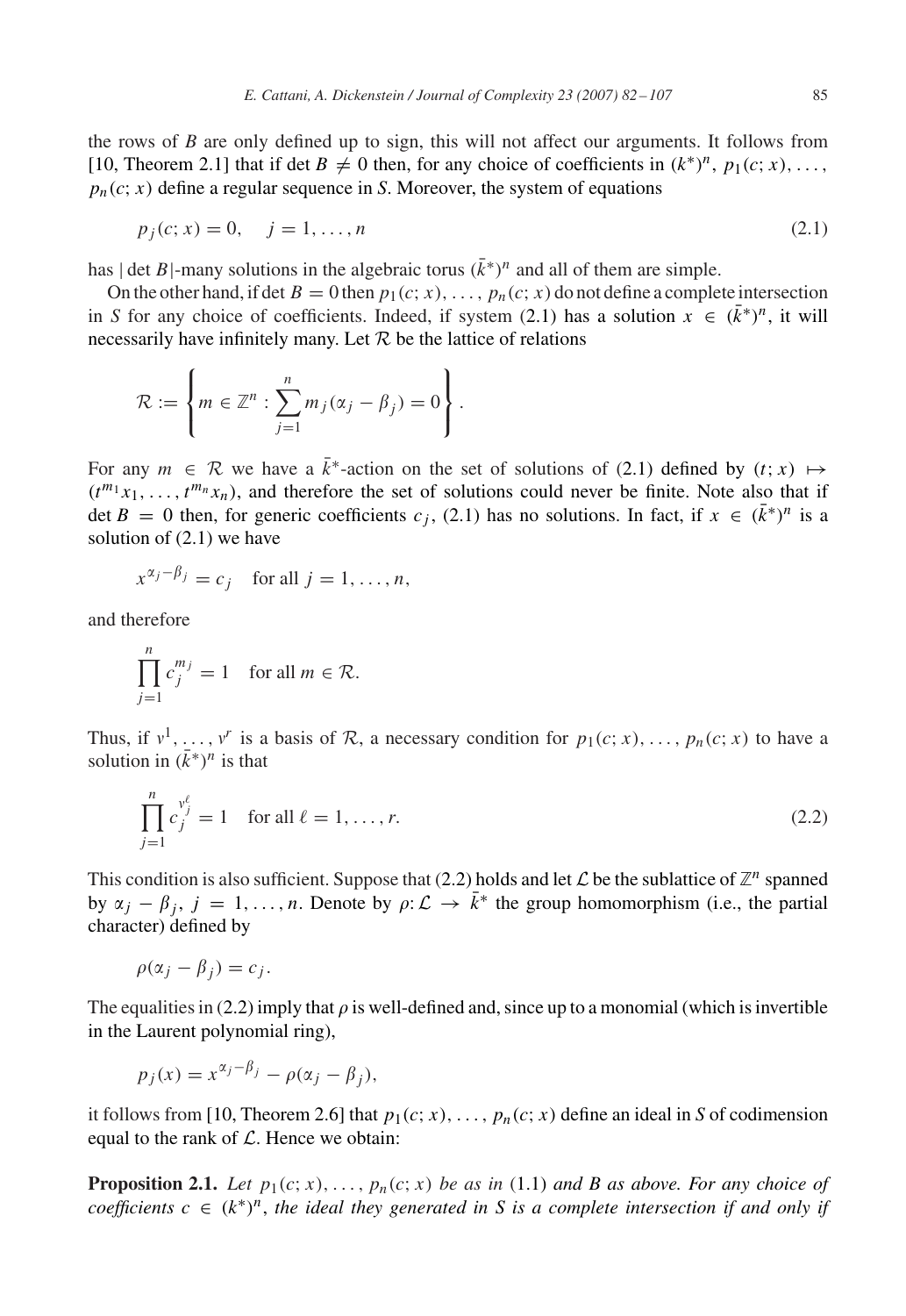the rows of $B$ are only defined up to sign, this will not affect our arguments. It follows from [10, Theorem 2.1] that if $\det B \neq 0$ then, for any choice of coefficients in $(k^*)^n$, $p_1(c;x), \ldots, p_n(c;x)$ define a regular sequence in $S$. Moreover, the system of equations

$$p_j(c;x) = 0, \quad j = 1, \ldots, n \tag{2.1}$$

has $|\det B|$-many solutions in the algebraic torus $(\bar{k}^*)^n$ and all of them are simple.

On the other hand, if $\det B = 0$ then $p_1(c;x), \ldots, p_n(c;x)$ do not define a complete intersection in $S$ for any choice of coefficients. Indeed, if system (2.1) has a solution $x \in (\bar{k}^*)^n$, it will necessarily have infinitely many. Let $\mathcal{R}$ be the lattice of relations

$$\mathcal{R} := \left\{ m \in \mathbb{Z}^n : \sum_{j=1}^{n} m_j(\alpha_j - \beta_j) = 0 \right\}.$$

For any $m \in \mathcal{R}$ we have a $\bar{k}^*$-action on the set of solutions of (2.1) defined by $(t;x) \mapsto (t^{m_1}x_1, \ldots, t^{m_n}x_n)$, and therefore the set of solutions could never be finite. Note also that if $\det B = 0$ then, for generic coefficients $c_j$, (2.1) has no solutions. In fact, if $x \in (\bar{k}^*)^n$ is a solution of (2.1) we have

$$x^{\alpha_j - \beta_j} = c_j \quad \text{for all } j = 1, \ldots, n,$$

and therefore

$$\prod_{j=1}^{n} c_j^{m_j} = 1 \quad \text{for all } m \in \mathcal{R}.$$

Thus, if $v^1, \ldots, v^r$ is a basis of $\mathcal{R}$, a necessary condition for $p_1(c;x), \ldots, p_n(c;x)$ to have a solution in $(\bar{k}^*)^n$ is that

$$\prod_{j=1}^{n} c_j^{v_j^\ell} = 1 \quad \text{for all } \ell = 1, \ldots, r. \tag{2.2}$$

This condition is also sufficient. Suppose that (2.2) holds and let $\mathcal{L}$ be the sublattice of $\mathbb{Z}^n$ spanned by $\alpha_j - \beta_j$, $j = 1, \ldots, n$. Denote by $\rho: \mathcal{L} \to \bar{k}^*$ the group homomorphism (i.e., the partial character) defined by

$$\rho(\alpha_j - \beta_j) = c_j.$$

The equalities in (2.2) imply that $\rho$ is well-defined and, since up to a monomial (which is invertible in the Laurent polynomial ring),

$$p_j(x) = x^{\alpha_j - \beta_j} - \rho(\alpha_j - \beta_j),$$

it follows from [10, Theorem 2.6] that $p_1(c;x), \ldots, p_n(c;x)$ define an ideal in $S$ of codimension equal to the rank of $\mathcal{L}$. Hence we obtain:

**Proposition 2.1.** *Let $p_1(c;x), \ldots, p_n(c;x)$ be as in* (1.1) *and $B$ as above. For any choice of coefficients $c \in (k^*)^n$, the ideal they generated in $S$ is a complete intersection if and only if*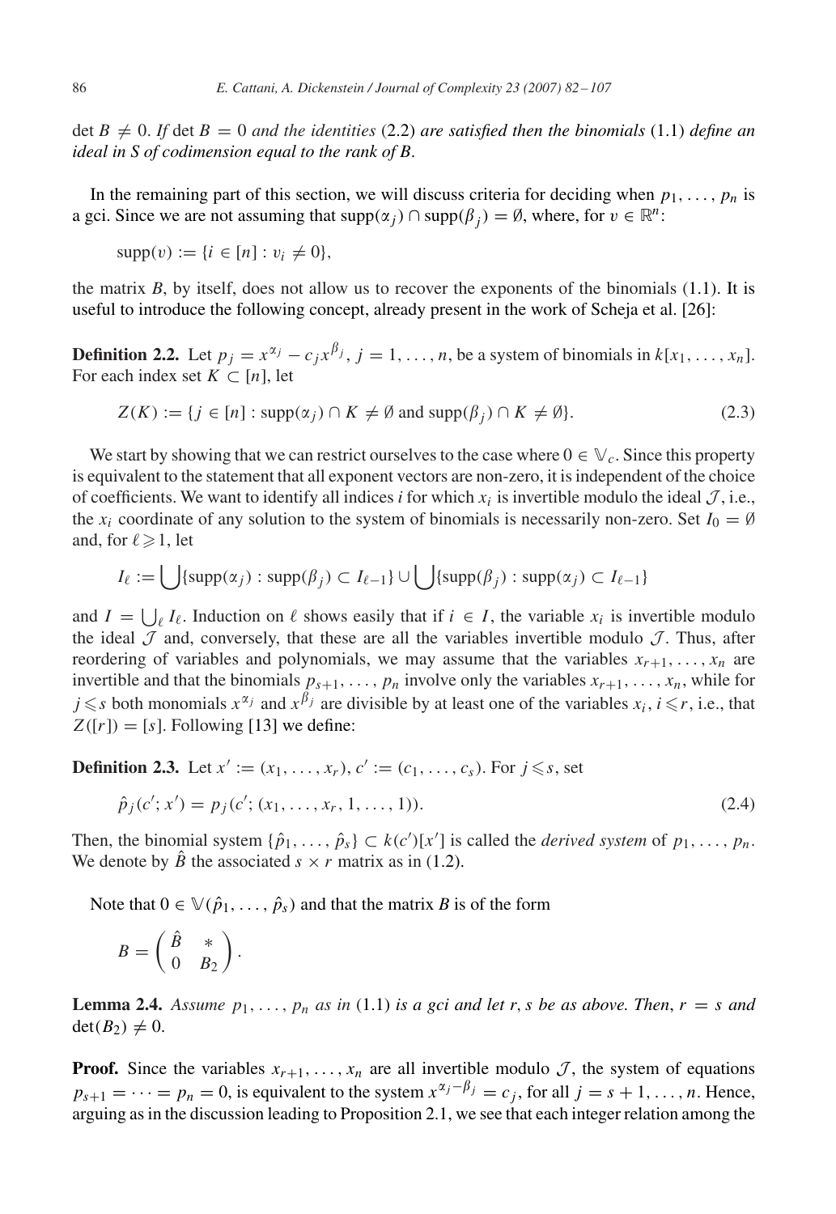det $B \neq 0$. *If* det $B = 0$ *and the identities* (2.2) *are satisfied then the binomials* (1.1) *define an ideal in S of codimension equal to the rank of B*.

In the remaining part of this section, we will discuss criteria for deciding when $p_1, \ldots, p_n$ is a gci. Since we are not assuming that $\mathrm{supp}(\alpha_j) \cap \mathrm{supp}(\beta_j) = \emptyset$, where, for $v \in \mathbb{R}^n$:

$$\mathrm{supp}(v) := \{i \in [n] : v_i \neq 0\},$$

the matrix $B$, by itself, does not allow us to recover the exponents of the binomials (1.1). It is useful to introduce the following concept, already present in the work of Scheja et al. [26]:

**Definition 2.2.** Let $p_j = x^{\alpha_j} - c_j x^{\beta_j}$, $j = 1, \ldots, n$, be a system of binomials in $k[x_1, \ldots, x_n]$. For each index set $K \subset [n]$, let

$$Z(K) := \{j \in [n] : \mathrm{supp}(\alpha_j) \cap K \neq \emptyset \text{ and } \mathrm{supp}(\beta_j) \cap K \neq \emptyset\}. \tag{2.3}$$

We start by showing that we can restrict ourselves to the case where $0 \in \mathbb{V}_c$. Since this property is equivalent to the statement that all exponent vectors are non-zero, it is independent of the choice of coefficients. We want to identify all indices $i$ for which $x_i$ is invertible modulo the ideal $\mathcal{J}$, i.e., the $x_i$ coordinate of any solution to the system of binomials is necessarily non-zero. Set $I_0 = \emptyset$ and, for $\ell \geqslant 1$, let

$$I_\ell := \bigcup \{\mathrm{supp}(\alpha_j) : \mathrm{supp}(\beta_j) \subset I_{\ell-1}\} \cup \bigcup \{\mathrm{supp}(\beta_j) : \mathrm{supp}(\alpha_j) \subset I_{\ell-1}\}$$

and $I = \bigcup_\ell I_\ell$. Induction on $\ell$ shows easily that if $i \in I$, the variable $x_i$ is invertible modulo the ideal $\mathcal{J}$ and, conversely, that these are all the variables invertible modulo $\mathcal{J}$. Thus, after reordering of variables and polynomials, we may assume that the variables $x_{r+1}, \ldots, x_n$ are invertible and that the binomials $p_{s+1}, \ldots, p_n$ involve only the variables $x_{r+1}, \ldots, x_n$, while for $j \leqslant s$ both monomials $x^{\alpha_j}$ and $x^{\beta_j}$ are divisible by at least one of the variables $x_i$, $i \leqslant r$, i.e., that $Z([r]) = [s]$. Following [13] we define:

**Definition 2.3.** Let $x' := (x_1, \ldots, x_r)$, $c' := (c_1, \ldots, c_s)$. For $j \leqslant s$, set

$$\hat{p}_j(c'; x') = p_j(c'; (x_1, \ldots, x_r, 1, \ldots, 1)). \tag{2.4}$$

Then, the binomial system $\{\hat{p}_1, \ldots, \hat{p}_s\} \subset k(c')[x']$ is called the *derived system* of $p_1, \ldots, p_n$. We denote by $\hat{B}$ the associated $s \times r$ matrix as in (1.2).

Note that $0 \in \mathbb{V}(\hat{p}_1, \ldots, \hat{p}_s)$ and that the matrix $B$ is of the form

$$B = \begin{pmatrix} \hat{B} & * \\ 0 & B_2 \end{pmatrix}.$$

**Lemma 2.4.** *Assume* $p_1, \ldots, p_n$ *as in* (1.1) *is a gci and let* $r, s$ *be as above. Then*, $r = s$ *and* $\det(B_2) \neq 0$.

**Proof.** Since the variables $x_{r+1}, \ldots, x_n$ are all invertible modulo $\mathcal{J}$, the system of equations $p_{s+1} = \cdots = p_n = 0$, is equivalent to the system $x^{\alpha_j - \beta_j} = c_j$, for all $j = s+1, \ldots, n$. Hence, arguing as in the discussion leading to Proposition 2.1, we see that each integer relation among the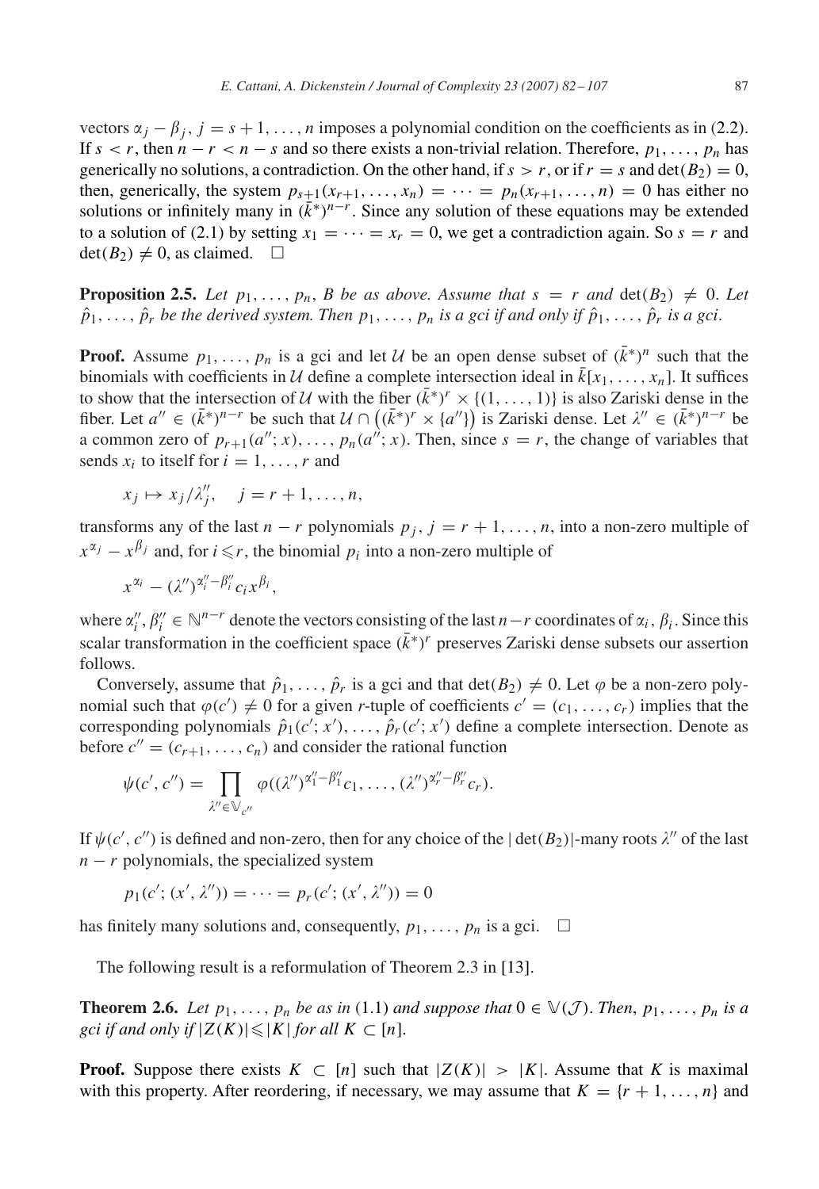vectors $\alpha_j - \beta_j$, $j = s+1, \ldots, n$ imposes a polynomial condition on the coefficients as in (2.2). If $s < r$, then $n - r < n - s$ and so there exists a non-trivial relation. Therefore, $p_1, \ldots, p_n$ has generically no solutions, a contradiction. On the other hand, if $s > r$, or if $r = s$ and $\det(B_2) = 0$, then, generically, the system $p_{s+1}(x_{r+1}, \ldots, x_n) = \cdots = p_n(x_{r+1}, \ldots, n) = 0$ has either no solutions or infinitely many in $(\bar{k}^*)^{n-r}$. Since any solution of these equations may be extended to a solution of (2.1) by setting $x_1 = \cdots = x_r = 0$, we get a contradiction again. So $s = r$ and $\det(B_2) \neq 0$, as claimed. □

**Proposition 2.5.** *Let $p_1, \ldots, p_n$, $B$ be as above. Assume that $s = r$ and $\det(B_2) \neq 0$. Let $\hat{p}_1, \ldots, \hat{p}_r$ be the derived system. Then $p_1, \ldots, p_n$ is a gci if and only if $\hat{p}_1, \ldots, \hat{p}_r$ is a gci.*

**Proof.** Assume $p_1, \ldots, p_n$ is a gci and let $\mathcal{U}$ be an open dense subset of $(\bar{k}^*)^n$ such that the binomials with coefficients in $\mathcal{U}$ define a complete intersection ideal in $\bar{k}[x_1, \ldots, x_n]$. It suffices to show that the intersection of $\mathcal{U}$ with the fiber $(\bar{k}^*)^r \times \{(1, \ldots, 1)\}$ is also Zariski dense in the fiber. Let $a'' \in (\bar{k}^*)^{n-r}$ be such that $\mathcal{U} \cap \left((\bar{k}^*)^r \times \{a''\}\right)$ is Zariski dense. Let $\lambda'' \in (\bar{k}^*)^{n-r}$ be a common zero of $p_{r+1}(a''; x), \ldots, p_n(a''; x)$. Then, since $s = r$, the change of variables that sends $x_i$ to itself for $i = 1, \ldots, r$ and

$$x_j \mapsto x_j/\lambda''_j, \quad j = r+1, \ldots, n,$$

transforms any of the last $n - r$ polynomials $p_j$, $j = r+1, \ldots, n$, into a non-zero multiple of $x^{\alpha_j} - x^{\beta_j}$ and, for $i \leqslant r$, the binomial $p_i$ into a non-zero multiple of

$$x^{\alpha_i} - (\lambda'')^{\alpha''_i - \beta''_i} c_i x^{\beta_i},$$

where $\alpha''_i, \beta''_i \in \mathbb{N}^{n-r}$ denote the vectors consisting of the last $n-r$ coordinates of $\alpha_i$, $\beta_i$. Since this scalar transformation in the coefficient space $(\bar{k}^*)^r$ preserves Zariski dense subsets our assertion follows.

Conversely, assume that $\hat{p}_1, \ldots, \hat{p}_r$ is a gci and that $\det(B_2) \neq 0$. Let $\varphi$ be a non-zero polynomial such that $\varphi(c') \neq 0$ for a given $r$-tuple of coefficients $c' = (c_1, \ldots, c_r)$ implies that the corresponding polynomials $\hat{p}_1(c'; x'), \ldots, \hat{p}_r(c'; x')$ define a complete intersection. Denote as before $c'' = (c_{r+1}, \ldots, c_n)$ and consider the rational function

$$\psi(c', c'') = \prod_{\lambda'' \in \mathbb{V}_{c''}} \varphi((\lambda'')^{\alpha''_1 - \beta''_1} c_1, \ldots, (\lambda'')^{\alpha''_r - \beta''_r} c_r).$$

If $\psi(c', c'')$ is defined and non-zero, then for any choice of the $|\det(B_2)|$-many roots $\lambda''$ of the last $n - r$ polynomials, the specialized system

$$p_1(c'; (x', \lambda'')) = \cdots = p_r(c'; (x', \lambda'')) = 0$$

has finitely many solutions and, consequently, $p_1, \ldots, p_n$ is a gci. □

The following result is a reformulation of Theorem 2.3 in [13].

**Theorem 2.6.** *Let $p_1, \ldots, p_n$ be as in (1.1) and suppose that $0 \in \mathbb{V}(\mathcal{J})$. Then, $p_1, \ldots, p_n$ is a gci if and only if $|Z(K)| \leqslant |K|$ for all $K \subset [n]$.*

**Proof.** Suppose there exists $K \subset [n]$ such that $|Z(K)| > |K|$. Assume that $K$ is maximal with this property. After reordering, if necessary, we may assume that $K = \{r+1, \ldots, n\}$ and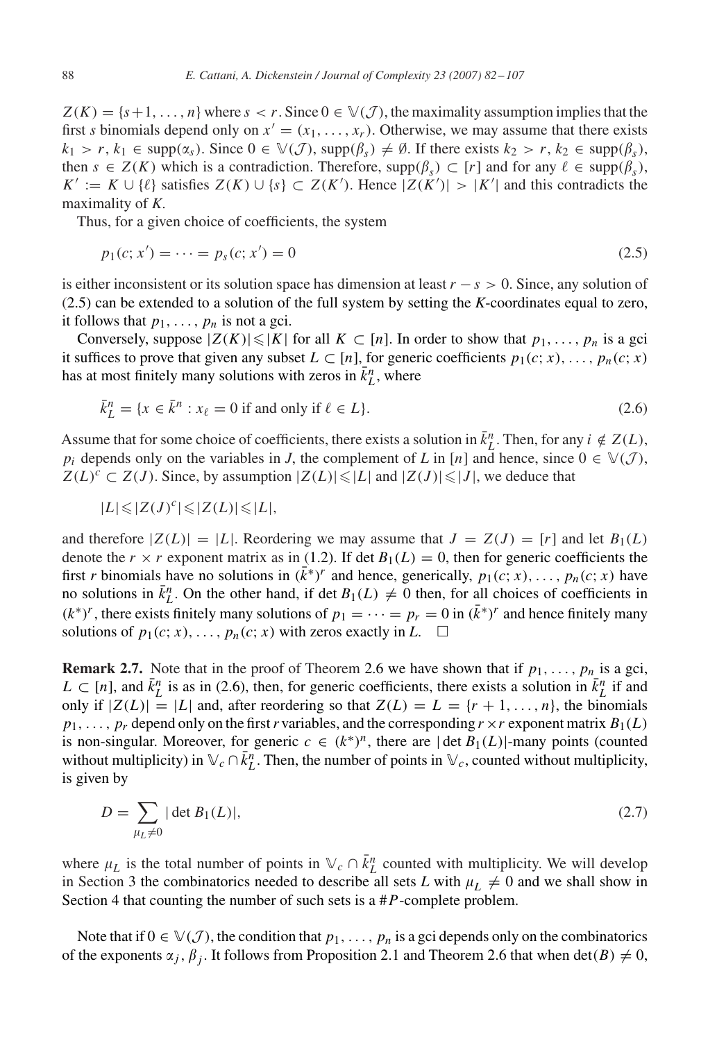$Z(K) = \{s+1, \ldots, n\}$ where $s < r$. Since $0 \in \mathbb{V}(\mathcal{J})$, the maximality assumption implies that the first $s$ binomials depend only on $x' = (x_1, \ldots, x_r)$. Otherwise, we may assume that there exists $k_1 > r$, $k_1 \in \operatorname{supp}(\alpha_s)$. Since $0 \in \mathbb{V}(\mathcal{J})$, $\operatorname{supp}(\beta_s) \neq \emptyset$. If there exists $k_2 > r$, $k_2 \in \operatorname{supp}(\beta_s)$, then $s \in Z(K)$ which is a contradiction. Therefore, $\operatorname{supp}(\beta_s) \subset [r]$ and for any $\ell \in \operatorname{supp}(\beta_s)$, $K' := K \cup \{\ell\}$ satisfies $Z(K) \cup \{s\} \subset Z(K')$. Hence $|Z(K')| > |K'|$ and this contradicts the maximality of $K$.

Thus, for a given choice of coefficients, the system

$$p_1(c; x') = \cdots = p_s(c; x') = 0 \tag{2.5}$$

is either inconsistent or its solution space has dimension at least $r - s > 0$. Since, any solution of (2.5) can be extended to a solution of the full system by setting the $K$-coordinates equal to zero, it follows that $p_1, \ldots, p_n$ is not a gci.

Conversely, suppose $|Z(K)| \leqslant |K|$ for all $K \subset [n]$. In order to show that $p_1, \ldots, p_n$ is a gci it suffices to prove that given any subset $L \subset [n]$, for generic coefficients $p_1(c; x), \ldots, p_n(c; x)$ has at most finitely many solutions with zeros in $\bar{k}^n_L$, where

$$\bar{k}^n_L = \{x \in \bar{k}^n : x_\ell = 0 \text{ if and only if } \ell \in L\}. \tag{2.6}$$

Assume that for some choice of coefficients, there exists a solution in $\bar{k}^n_L$. Then, for any $i \notin Z(L)$, $p_i$ depends only on the variables in $J$, the complement of $L$ in $[n]$ and hence, since $0 \in \mathbb{V}(\mathcal{J})$, $Z(L)^c \subset Z(J)$. Since, by assumption $|Z(L)| \leqslant |L|$ and $|Z(J)| \leqslant |J|$, we deduce that

$$|L| \leqslant |Z(J)^c| \leqslant |Z(L)| \leqslant |L|,$$

and therefore $|Z(L)| = |L|$. Reordering we may assume that $J = Z(J) = [r]$ and let $B_1(L)$ denote the $r \times r$ exponent matrix as in (1.2). If $\det B_1(L) = 0$, then for generic coefficients the first $r$ binomials have no solutions in $(\bar{k}^*)^r$ and hence, generically, $p_1(c; x), \ldots, p_n(c; x)$ have no solutions in $\bar{k}^n_L$. On the other hand, if $\det B_1(L) \neq 0$ then, for all choices of coefficients in $(k^*)^r$, there exists finitely many solutions of $p_1 = \cdots = p_r = 0$ in $(\bar{k}^*)^r$ and hence finitely many solutions of $p_1(c; x), \ldots, p_n(c; x)$ with zeros exactly in $L$. $\square$

**Remark 2.7.** Note that in the proof of Theorem 2.6 we have shown that if $p_1, \ldots, p_n$ is a gci, $L \subset [n]$, and $\bar{k}^n_L$ is as in (2.6), then, for generic coefficients, there exists a solution in $\bar{k}^n_L$ if and only if $|Z(L)| = |L|$ and, after reordering so that $Z(L) = L = \{r+1, \ldots, n\}$, the binomials $p_1, \ldots, p_r$ depend only on the first $r$ variables, and the corresponding $r \times r$ exponent matrix $B_1(L)$ is non-singular. Moreover, for generic $c \in (k^*)^n$, there are $|\det B_1(L)|$-many points (counted without multiplicity) in $\mathbb{V}_c \cap \bar{k}^n_L$. Then, the number of points in $\mathbb{V}_c$, counted without multiplicity, is given by

$$D = \sum_{\mu_L \neq 0} |\det B_1(L)|, \tag{2.7}$$

where $\mu_L$ is the total number of points in $\mathbb{V}_c \cap \bar{k}^n_L$ counted with multiplicity. We will develop in Section 3 the combinatorics needed to describe all sets $L$ with $\mu_L \neq 0$ and we shall show in Section 4 that counting the number of such sets is a #$P$-complete problem.

Note that if $0 \in \mathbb{V}(\mathcal{J})$, the condition that $p_1, \ldots, p_n$ is a gci depends only on the combinatorics of the exponents $\alpha_j, \beta_j$. It follows from Proposition 2.1 and Theorem 2.6 that when $\det(B) \neq 0$,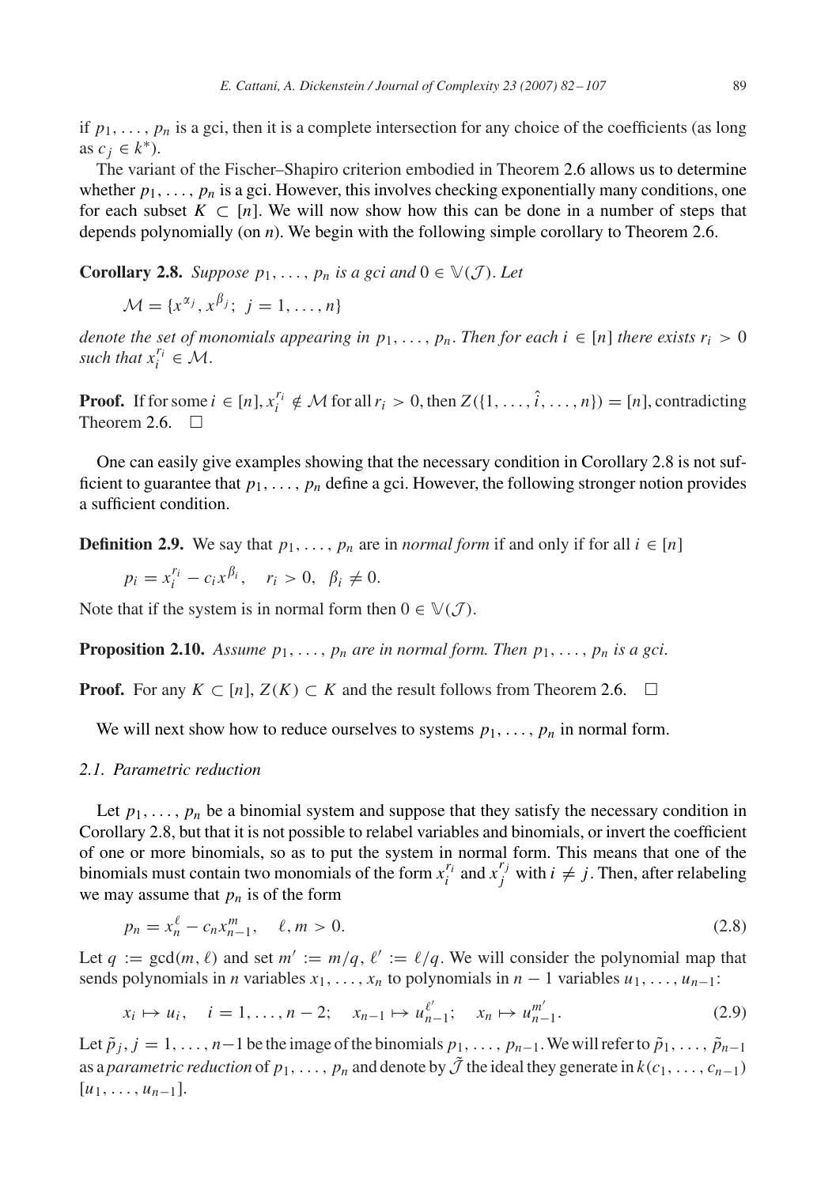if $p_1, \ldots, p_n$ is a gci, then it is a complete intersection for any choice of the coefficients (as long as $c_j \in k^*$).

The variant of the Fischer–Shapiro criterion embodied in Theorem 2.6 allows us to determine whether $p_1, \ldots, p_n$ is a gci. However, this involves checking exponentially many conditions, one for each subset $K \subset [n]$. We will now show how this can be done in a number of steps that depends polynomially (on $n$). We begin with the following simple corollary to Theorem 2.6.

**Corollary 2.8.** *Suppose $p_1, \ldots, p_n$ is a gci and $0 \in \mathbb{V}(\mathcal{J})$. Let*

$$\mathcal{M} = \{x^{\alpha_j}, x^{\beta_j};\ j = 1, \ldots, n\}$$

*denote the set of monomials appearing in $p_1, \ldots, p_n$. Then for each $i \in [n]$ there exists $r_i > 0$ such that $x_i^{r_i} \in \mathcal{M}$.*

**Proof.** If for some $i \in [n]$, $x_i^{r_i} \notin \mathcal{M}$ for all $r_i > 0$, then $Z(\{1, \ldots, \hat{i}, \ldots, n\}) = [n]$, contradicting Theorem 2.6. $\square$

One can easily give examples showing that the necessary condition in Corollary 2.8 is not sufficient to guarantee that $p_1, \ldots, p_n$ define a gci. However, the following stronger notion provides a sufficient condition.

**Definition 2.9.** We say that $p_1, \ldots, p_n$ are in *normal form* if and only if for all $i \in [n]$

$$p_i = x_i^{r_i} - c_i x^{\beta_i}, \quad r_i > 0, \quad \beta_i \neq 0.$$

Note that if the system is in normal form then $0 \in \mathbb{V}(\mathcal{J})$.

**Proposition 2.10.** *Assume $p_1, \ldots, p_n$ are in normal form. Then $p_1, \ldots, p_n$ is a gci.*

**Proof.** For any $K \subset [n]$, $Z(K) \subset K$ and the result follows from Theorem 2.6. $\square$

We will next show how to reduce ourselves to systems $p_1, \ldots, p_n$ in normal form.

### *2.1. Parametric reduction*

Let $p_1, \ldots, p_n$ be a binomial system and suppose that they satisfy the necessary condition in Corollary 2.8, but that it is not possible to relabel variables and binomials, or invert the coefficient of one or more binomials, so as to put the system in normal form. This means that one of the binomials must contain two monomials of the form $x_i^{r_i}$ and $x_j^{r_j}$ with $i \neq j$. Then, after relabeling we may assume that $p_n$ is of the form

$$p_n = x_n^{\ell} - c_n x_{n-1}^{m}, \quad \ell, m > 0. \tag{2.8}$$

Let $q := \gcd(m, \ell)$ and set $m' := m/q$, $\ell' := \ell/q$. We will consider the polynomial map that sends polynomials in $n$ variables $x_1, \ldots, x_n$ to polynomials in $n-1$ variables $u_1, \ldots, u_{n-1}$:

$$x_i \mapsto u_i, \quad i = 1, \ldots, n-2; \quad x_{n-1} \mapsto u_{n-1}^{\ell'}; \quad x_n \mapsto u_{n-1}^{m'}. \tag{2.9}$$

Let $\tilde{p}_j$, $j = 1, \ldots, n-1$ be the image of the binomials $p_1, \ldots, p_{n-1}$. We will refer to $\tilde{p}_1, \ldots, \tilde{p}_{n-1}$ as a *parametric reduction* of $p_1, \ldots, p_n$ and denote by $\tilde{\mathcal{J}}$ the ideal they generate in $k(c_1, \ldots, c_{n-1})[u_1, \ldots, u_{n-1}]$.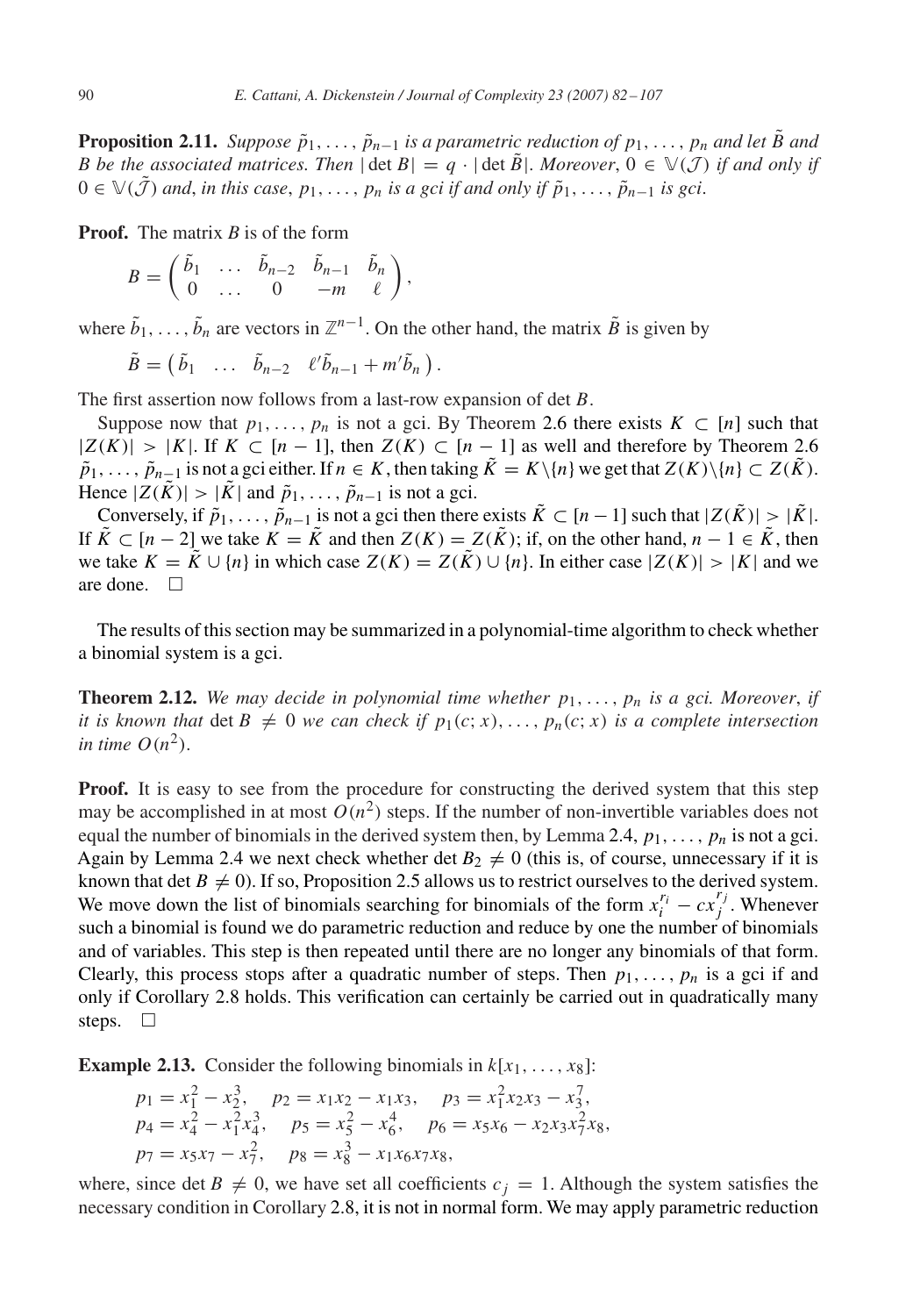**Proposition 2.11.** *Suppose $\tilde{p}_1, \ldots, \tilde{p}_{n-1}$ is a parametric reduction of $p_1, \ldots, p_n$ and let $\tilde{B}$ and $B$ be the associated matrices. Then $|\det B| = q \cdot |\det \tilde{B}|$. Moreover, $0 \in \mathbb{V}(\mathcal{J})$ if and only if $0 \in \mathbb{V}(\tilde{\mathcal{J}})$ and, in this case, $p_1, \ldots, p_n$ is a gci if and only if $\tilde{p}_1, \ldots, \tilde{p}_{n-1}$ is gci.*

**Proof.** The matrix $B$ is of the form

$$B = \begin{pmatrix} \tilde{b}_1 & \ldots & \tilde{b}_{n-2} & \tilde{b}_{n-1} & \tilde{b}_n \\ 0 & \ldots & 0 & -m & \ell \end{pmatrix},$$

where $\tilde{b}_1, \ldots, \tilde{b}_n$ are vectors in $\mathbb{Z}^{n-1}$. On the other hand, the matrix $\tilde{B}$ is given by

$$\tilde{B} = \begin{pmatrix} \tilde{b}_1 & \ldots & \tilde{b}_{n-2} & \ell'\tilde{b}_{n-1} + m'\tilde{b}_n \end{pmatrix}.$$

The first assertion now follows from a last-row expansion of $\det B$.

Suppose now that $p_1, \ldots, p_n$ is not a gci. By Theorem 2.6 there exists $K \subset [n]$ such that $|Z(K)| > |K|$. If $K \subset [n-1]$, then $Z(K) \subset [n-1]$ as well and therefore by Theorem 2.6 $\tilde{p}_1, \ldots, \tilde{p}_{n-1}$ is not a gci either. If $n \in K$, then taking $\tilde{K} = K \backslash \{n\}$ we get that $Z(K) \backslash \{n\} \subset Z(\tilde{K})$. Hence $|Z(\tilde{K})| > |\tilde{K}|$ and $\tilde{p}_1, \ldots, \tilde{p}_{n-1}$ is not a gci.

Conversely, if $\tilde{p}_1, \ldots, \tilde{p}_{n-1}$ is not a gci then there exists $\tilde{K} \subset [n-1]$ such that $|Z(\tilde{K})| > |\tilde{K}|$. If $\tilde{K} \subset [n-2]$ we take $K = \tilde{K}$ and then $Z(K) = Z(\tilde{K})$; if, on the other hand, $n-1 \in \tilde{K}$, then we take $K = \tilde{K} \cup \{n\}$ in which case $Z(K) = Z(\tilde{K}) \cup \{n\}$. In either case $|Z(K)| > |K|$ and we are done. $\square$

The results of this section may be summarized in a polynomial-time algorithm to check whether a binomial system is a gci.

**Theorem 2.12.** *We may decide in polynomial time whether $p_1, \ldots, p_n$ is a gci. Moreover, if it is known that $\det B \neq 0$ we can check if $p_1(c; x), \ldots, p_n(c; x)$ is a complete intersection in time $O(n^2)$.*

**Proof.** It is easy to see from the procedure for constructing the derived system that this step may be accomplished in at most $O(n^2)$ steps. If the number of non-invertible variables does not equal the number of binomials in the derived system then, by Lemma 2.4, $p_1, \ldots, p_n$ is not a gci. Again by Lemma 2.4 we next check whether $\det B_2 \neq 0$ (this is, of course, unnecessary if it is known that $\det B \neq 0$). If so, Proposition 2.5 allows us to restrict ourselves to the derived system. We move down the list of binomials searching for binomials of the form $x_i^{r_i} - c x_j^{r_j}$. Whenever such a binomial is found we do parametric reduction and reduce by one the number of binomials and of variables. This step is then repeated until there are no longer any binomials of that form. Clearly, this process stops after a quadratic number of steps. Then $p_1, \ldots, p_n$ is a gci if and only if Corollary 2.8 holds. This verification can certainly be carried out in quadratically many steps. $\square$

**Example 2.13.** Consider the following binomials in $k[x_1, \ldots, x_8]$:

$$p_1 = x_1^2 - x_2^3, \quad p_2 = x_1x_2 - x_1x_3, \quad p_3 = x_1^2x_2x_3 - x_3^7,$$
$$p_4 = x_4^2 - x_1^2x_4^3, \quad p_5 = x_5^2 - x_6^4, \quad p_6 = x_5x_6 - x_2x_3x_7^2x_8,$$
$$p_7 = x_5x_7 - x_7^2, \quad p_8 = x_8^3 - x_1x_6x_7x_8,$$

where, since $\det B \neq 0$, we have set all coefficients $c_j = 1$. Although the system satisfies the necessary condition in Corollary 2.8, it is not in normal form. We may apply parametric reduction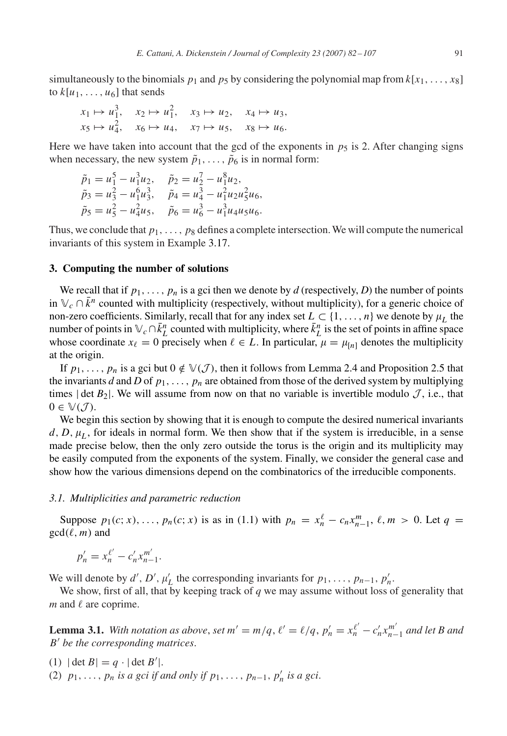simultaneously to the binomials $p_1$ and $p_5$ by considering the polynomial map from $k[x_1, \ldots, x_8]$ to $k[u_1, \ldots, u_6]$ that sends

$$x_1 \mapsto u_1^3, \quad x_2 \mapsto u_1^2, \quad x_3 \mapsto u_2, \quad x_4 \mapsto u_3,$$
$$x_5 \mapsto u_4^2, \quad x_6 \mapsto u_4, \quad x_7 \mapsto u_5, \quad x_8 \mapsto u_6.$$

Here we have taken into account that the gcd of the exponents in $p_5$ is 2. After changing signs when necessary, the new system $\tilde{p}_1, \ldots, \tilde{p}_6$ is in normal form:

$$\tilde{p}_1 = u_1^5 - u_1^3 u_2, \quad \tilde{p}_2 = u_2^7 - u_1^8 u_2,$$
$$\tilde{p}_3 = u_3^2 - u_1^6 u_3^3, \quad \tilde{p}_4 = u_4^3 - u_1^2 u_2 u_5^2 u_6,$$
$$\tilde{p}_5 = u_5^2 - u_4^2 u_5, \quad \tilde{p}_6 = u_6^3 - u_1^3 u_4 u_5 u_6.$$

Thus, we conclude that $p_1, \ldots, p_8$ defines a complete intersection. We will compute the numerical invariants of this system in Example 3.17.

## 3. Computing the number of solutions

We recall that if $p_1, \ldots, p_n$ is a gci then we denote by $d$ (respectively, $D$) the number of points in $\mathbb{V}_c \cap \bar{k}^n$ counted with multiplicity (respectively, without multiplicity), for a generic choice of non-zero coefficients. Similarly, recall that for any index set $L \subset \{1, \ldots, n\}$ we denote by $\mu_L$ the number of points in $\mathbb{V}_c \cap \bar{k}_L^n$ counted with multiplicity, where $\bar{k}_L^n$ is the set of points in affine space whose coordinate $x_\ell = 0$ precisely when $\ell \in L$. In particular, $\mu = \mu_{[n]}$ denotes the multiplicity at the origin.

If $p_1, \ldots, p_n$ is a gci but $0 \notin \mathbb{V}(\mathcal{J})$, then it follows from Lemma 2.4 and Proposition 2.5 that the invariants $d$ and $D$ of $p_1, \ldots, p_n$ are obtained from those of the derived system by multiplying times $|\det B_2|$. We will assume from now on that no variable is invertible modulo $\mathcal{J}$, i.e., that $0 \in \mathbb{V}(\mathcal{J})$.

We begin this section by showing that it is enough to compute the desired numerical invariants $d, D, \mu_L$, for ideals in normal form. We then show that if the system is irreducible, in a sense made precise below, then the only zero outside the torus is the origin and its multiplicity may be easily computed from the exponents of the system. Finally, we consider the general case and show how the various dimensions depend on the combinatorics of the irreducible components.

### 3.1. Multiplicities and parametric reduction

Suppose $p_1(c; x), \ldots, p_n(c; x)$ is as in (1.1) with $p_n = x_n^\ell - c_n x_{n-1}^m$, $\ell, m > 0$. Let $q = \gcd(\ell, m)$ and

$$p_n' = x_n^{\ell'} - c_n' x_{n-1}^{m'}.$$

We will denote by $d', D', \mu_L'$ the corresponding invariants for $p_1, \ldots, p_{n-1}, p_n'$.

We show, first of all, that by keeping track of $q$ we may assume without loss of generality that $m$ and $\ell$ are coprime.

**Lemma 3.1.** *With notation as above, set $m' = m/q$, $\ell' = \ell/q$, $p_n' = x_n^{\ell'} - c_n' x_{n-1}^{m'}$ and let $B$ and $B'$ be the corresponding matrices.*

(1) $|\det B| = q \cdot |\det B'|$.

(2) *$p_1, \ldots, p_n$ is a gci if and only if $p_1, \ldots, p_{n-1}, p_n'$ is a gci.*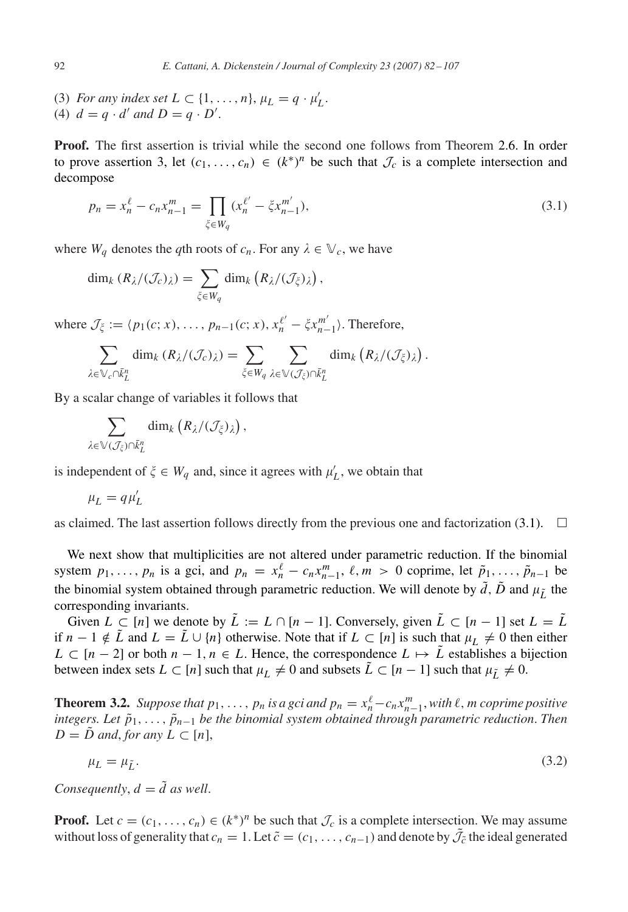(3) *For any index set* $L \subset \{1, \ldots, n\}$, $\mu_L = q \cdot \mu'_L$.
(4) $d = q \cdot d'$ *and* $D = q \cdot D'$.

**Proof.** The first assertion is trivial while the second one follows from Theorem 2.6. In order to prove assertion 3, let $(c_1, \ldots, c_n) \in (k^*)^n$ be such that $\mathcal{J}_c$ is a complete intersection and decompose

$$p_n = x_n^\ell - c_n x_{n-1}^m = \prod_{\xi \in W_q} (x_n^{\ell'} - \xi x_{n-1}^{m'}), \tag{3.1}$$

where $W_q$ denotes the $q$th roots of $c_n$. For any $\lambda \in \mathbb{V}_c$, we have

$$\dim_k (R_\lambda / (\mathcal{J}_c)_\lambda) = \sum_{\xi \in W_q} \dim_k \left( R_\lambda / (\mathcal{J}_\xi)_\lambda \right),$$

where $\mathcal{J}_\xi := \langle p_1(c; x), \ldots, p_{n-1}(c; x), x_n^{\ell'} - \xi x_{n-1}^{m'} \rangle$. Therefore,

$$\sum_{\lambda \in \mathbb{V}_c \cap \bar{k}_L^n} \dim_k (R_\lambda / (\mathcal{J}_c)_\lambda) = \sum_{\xi \in W_q} \sum_{\lambda \in \mathbb{V}(\mathcal{J}_\xi) \cap \bar{k}_L^n} \dim_k \left( R_\lambda / (\mathcal{J}_\xi)_\lambda \right).$$

By a scalar change of variables it follows that

$$\sum_{\lambda \in \mathbb{V}(\mathcal{J}_\xi) \cap \bar{k}_L^n} \dim_k \left( R_\lambda / (\mathcal{J}_\xi) \right),$$

is independent of $\xi \in W_q$ and, since it agrees with $\mu'_L$, we obtain that

$$\mu_L = q \mu'_L$$

as claimed. The last assertion follows directly from the previous one and factorization (3.1). $\square$

We next show that multiplicities are not altered under parametric reduction. If the binomial system $p_1, \ldots, p_n$ is a gci, and $p_n = x_n^\ell - c_n x_{n-1}^m$, $\ell, m > 0$ coprime, let $\tilde{p}_1, \ldots, \tilde{p}_{n-1}$ be the binomial system obtained through parametric reduction. We will denote by $\tilde{d}$, $\tilde{D}$ and $\mu_{\tilde{L}}$ the corresponding invariants.

Given $L \subset [n]$ we denote by $\tilde{L} := L \cap [n-1]$. Conversely, given $\tilde{L} \subset [n-1]$ set $L = \tilde{L}$ if $n-1 \notin \tilde{L}$ and $L = \tilde{L} \cup \{n\}$ otherwise. Note that if $L \subset [n]$ is such that $\mu_L \neq 0$ then either $L \subset [n-2]$ or both $n-1, n \in L$. Hence, the correspondence $L \mapsto \tilde{L}$ establishes a bijection between index sets $L \subset [n]$ such that $\mu_L \neq 0$ and subsets $\tilde{L} \subset [n-1]$ such that $\mu_{\tilde{L}} \neq 0$.

**Theorem 3.2.** *Suppose that* $p_1, \ldots, p_n$ *is a gci and* $p_n = x_n^\ell - c_n x_{n-1}^m$, *with* $\ell, m$ *coprime positive integers. Let* $\tilde{p}_1, \ldots, \tilde{p}_{n-1}$ *be the binomial system obtained through parametric reduction. Then* $D = \tilde{D}$ *and, for any* $L \subset [n]$,

$$\mu_L = \mu_{\tilde{L}}. \tag{3.2}$$

*Consequently,* $d = \tilde{d}$ *as well.*

**Proof.** Let $c = (c_1, \ldots, c_n) \in (k^*)^n$ be such that $\mathcal{J}_c$ is a complete intersection. We may assume without loss of generality that $c_n = 1$. Let $\tilde{c} = (c_1, \ldots, c_{n-1})$ and denote by $\tilde{\mathcal{J}}_{\tilde{c}}$ the ideal generated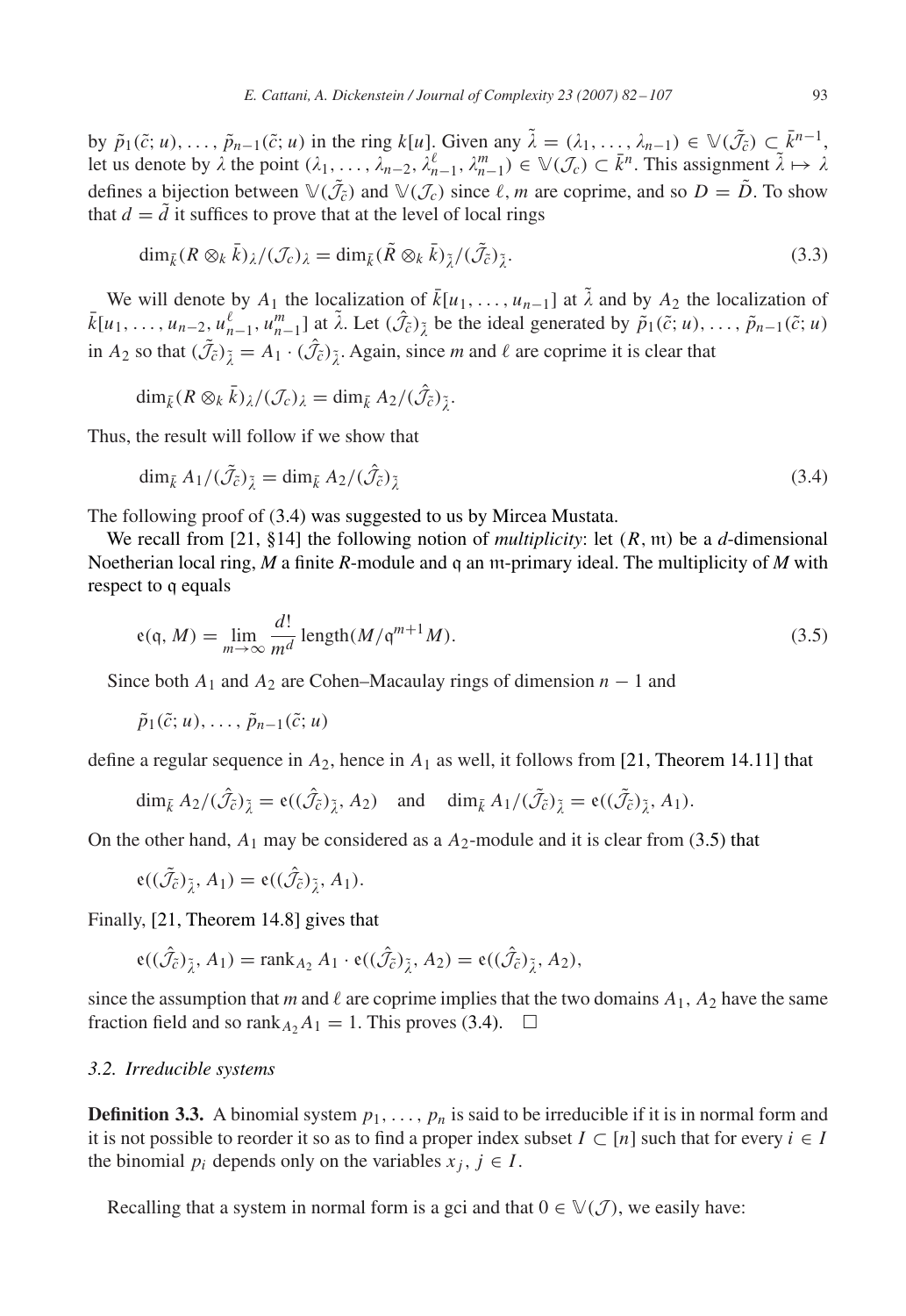by $\tilde{p}_1(\tilde{c}; u), \ldots, \tilde{p}_{n-1}(\tilde{c}; u)$ in the ring $k[u]$. Given any $\tilde{\lambda} = (\lambda_1, \ldots, \lambda_{n-1}) \in \mathbb{V}(\tilde{\mathcal{J}}_{\tilde{c}}) \subset \bar{k}^{n-1}$, let us denote by $\lambda$ the point $(\lambda_1, \ldots, \lambda_{n-2}, \lambda_{n-1}^{\ell}, \lambda_{n-1}^{m}) \in \mathbb{V}(\mathcal{J}_c) \subset \bar{k}^n$. This assignment $\tilde{\lambda} \mapsto \lambda$ defines a bijection between $\mathbb{V}(\tilde{\mathcal{J}}_{\tilde{c}})$ and $\mathbb{V}(\mathcal{J}_c)$ since $\ell, m$ are coprime, and so $D = \tilde{D}$. To show that $d = \tilde{d}$ it suffices to prove that at the level of local rings

$$\dim_{\bar{k}} (R \otimes_k \bar{k})_\lambda / (\mathcal{J}_c)_\lambda = \dim_{\bar{k}} (\tilde{R} \otimes_k \bar{k})_{\tilde{\lambda}} / (\tilde{\mathcal{J}}_{\tilde{c}})_{\tilde{\lambda}}. \tag{3.3}$$

We will denote by $A_1$ the localization of $\bar{k}[u_1, \ldots, u_{n-1}]$ at $\tilde{\lambda}$ and by $A_2$ the localization of $\bar{k}[u_1, \ldots, u_{n-2}, u_{n-1}^{\ell}, u_{n-1}^{m}]$ at $\tilde{\lambda}$. Let $(\hat{\mathcal{J}}_{\tilde{c}})_{\tilde{\lambda}}$ be the ideal generated by $\tilde{p}_1(\tilde{c}; u), \ldots, \tilde{p}_{n-1}(\tilde{c}; u)$ in $A_2$ so that $(\tilde{\mathcal{J}}_{\tilde{c}})_{\tilde{\lambda}} = A_1 \cdot (\hat{\mathcal{J}}_{\tilde{c}})_{\tilde{\lambda}}$. Again, since $m$ and $\ell$ are coprime it is clear that

$$\dim_{\bar{k}} (R \otimes_k \bar{k})_\lambda / (\mathcal{J}_c)_\lambda = \dim_{\bar{k}} A_2 / (\hat{\mathcal{J}}_{\tilde{c}})_{\tilde{\lambda}}.$$

Thus, the result will follow if we show that

$$\dim_{\bar{k}} A_1 / (\tilde{\mathcal{J}}_{\tilde{c}})_{\tilde{\lambda}} = \dim_{\bar{k}} A_2 / (\hat{\mathcal{J}}_{\tilde{c}})_{\tilde{\lambda}} \tag{3.4}$$

The following proof of (3.4) was suggested to us by Mircea Mustata.

We recall from [21, §14] the following notion of *multiplicity*: let $(R, \mathfrak{m})$ be a $d$-dimensional Noetherian local ring, $M$ a finite $R$-module and $\mathfrak{q}$ an $\mathfrak{m}$-primary ideal. The multiplicity of $M$ with respect to $\mathfrak{q}$ equals

$$\mathfrak{e}(\mathfrak{q}, M) = \lim_{m \to \infty} \frac{d!}{m^d} \operatorname{length}(M / \mathfrak{q}^{m+1} M). \tag{3.5}$$

Since both $A_1$ and $A_2$ are Cohen–Macaulay rings of dimension $n-1$ and

$$\tilde{p}_1(\tilde{c}; u), \ldots, \tilde{p}_{n-1}(\tilde{c}; u)$$

define a regular sequence in $A_2$, hence in $A_1$ as well, it follows from [21, Theorem 14.11] that

$$\dim_{\bar{k}} A_2 / (\hat{\mathcal{J}}_{\tilde{c}})_{\tilde{\lambda}} = \mathfrak{e}((\hat{\mathcal{J}}_{\tilde{c}})_{\tilde{\lambda}}, A_2) \quad \text{and} \quad \dim_{\bar{k}} A_1 / (\tilde{\mathcal{J}}_{\tilde{c}})_{\tilde{\lambda}} = \mathfrak{e}((\tilde{\mathcal{J}}_{\tilde{c}})_{\tilde{\lambda}}, A_1).$$

On the other hand, $A_1$ may be considered as a $A_2$-module and it is clear from (3.5) that

$$\mathfrak{e}((\tilde{\mathcal{J}}_{\tilde{c}})_{\tilde{\lambda}}, A_1) = \mathfrak{e}((\hat{\mathcal{J}}_{\tilde{c}})_{\tilde{\lambda}}, A_1).$$

Finally, [21, Theorem 14.8] gives that

$$\mathfrak{e}((\hat{\mathcal{J}}_{\tilde{c}})_{\tilde{\lambda}}, A_1) = \operatorname{rank}_{A_2} A_1 \cdot \mathfrak{e}((\hat{\mathcal{J}}_{\tilde{c}})_{\tilde{\lambda}}, A_2) = \mathfrak{e}((\hat{\mathcal{J}}_{\tilde{c}})_{\tilde{\lambda}}, A_2),$$

since the assumption that $m$ and $\ell$ are coprime implies that the two domains $A_1, A_2$ have the same fraction field and so $\operatorname{rank}_{A_2} A_1 = 1$. This proves (3.4). $\square$

### 3.2. Irreducible systems

**Definition 3.3.** A binomial system $p_1, \ldots, p_n$ is said to be irreducible if it is in normal form and it is not possible to reorder it so as to find a proper index subset $I \subset [n]$ such that for every $i \in I$ the binomial $p_i$ depends only on the variables $x_j$, $j \in I$.

Recalling that a system in normal form is a gci and that $0 \in \mathbb{V}(\mathcal{J})$, we easily have: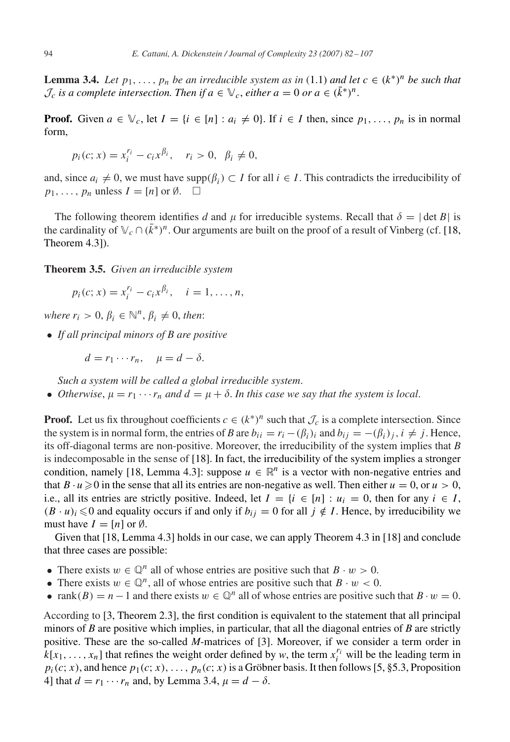**Lemma 3.4.** *Let $p_1, \ldots, p_n$ be an irreducible system as in* (1.1) *and let $c \in (k^*)^n$ be such that $\mathcal{J}_c$ is a complete intersection. Then if $a \in \mathbb{V}_c$, either $a = 0$ or $a \in (\bar{k}^*)^n$.*

**Proof.** Given $a \in \mathbb{V}_c$, let $I = \{i \in [n] : a_i \neq 0\}$. If $i \in I$ then, since $p_1, \ldots, p_n$ is in normal form,

$$p_i(c; x) = x_i^{r_i} - c_i x^{\beta_i}, \quad r_i > 0, \ \ \beta_i \neq 0,$$

and, since $a_i \neq 0$, we must have $\operatorname{supp}(\beta_i) \subset I$ for all $i \in I$. This contradicts the irreducibility of $p_1, \ldots, p_n$ unless $I = [n]$ or $\emptyset$. $\square$

The following theorem identifies $d$ and $\mu$ for irreducible systems. Recall that $\delta = |\det B|$ is the cardinality of $\mathbb{V}_c \cap (\bar{k}^*)^n$. Our arguments are built on the proof of a result of Vinberg (cf. [18, Theorem 4.3]).

**Theorem 3.5.** *Given an irreducible system*

$$p_i(c; x) = x_i^{r_i} - c_i x^{\beta_i}, \quad i = 1, \ldots, n,$$

*where $r_i > 0$, $\beta_i \in \mathbb{N}^n$, $\beta_i \neq 0$, then*:

- *If all principal minors of $B$ are positive*

$$d = r_1 \cdots r_n, \quad \mu = d - \delta.$$

  *Such a system will be called a global irreducible system.*
- *Otherwise*, $\mu = r_1 \cdots r_n$ *and* $d = \mu + \delta$. *In this case we say that the system is local.*

**Proof.** Let us fix throughout coefficients $c \in (k^*)^n$ such that $\mathcal{J}_c$ is a complete intersection. Since the system is in normal form, the entries of $B$ are $b_{ii} = r_i - (\beta_i)_i$ and $b_{ij} = -(\beta_i)_j$, $i \neq j$. Hence, its off-diagonal terms are non-positive. Moreover, the irreducibility of the system implies that $B$ is indecomposable in the sense of [18]. In fact, the irreducibility of the system implies a stronger condition, namely [18, Lemma 4.3]: suppose $u \in \mathbb{R}^n$ is a vector with non-negative entries and that $B \cdot u \geqslant 0$ in the sense that all its entries are non-negative as well. Then either $u = 0$, or $u > 0$, i.e., all its entries are strictly positive. Indeed, let $I = \{i \in [n] : u_i = 0$, then for any $i \in I$, $(B \cdot u)_i \leqslant 0$ and equality occurs if and only if $b_{ij} = 0$ for all $j \notin I$. Hence, by irreducibility we must have $I = [n]$ or $\emptyset$.

Given that [18, Lemma 4.3] holds in our case, we can apply Theorem 4.3 in [18] and conclude that three cases are possible:

- There exists $w \in \mathbb{Q}^n$ all of whose entries are positive such that $B \cdot w > 0$.
- There exists $w \in \mathbb{Q}^n$, all of whose entries are positive such that $B \cdot w < 0$.
- $\operatorname{rank}(B) = n - 1$ and there exists $w \in \mathbb{Q}^n$ all of whose entries are positive such that $B \cdot w = 0$.

According to [3, Theorem 2.3], the first condition is equivalent to the statement that all principal minors of $B$ are positive which implies, in particular, that all the diagonal entries of $B$ are strictly positive. These are the so-called *M*-matrices of [3]. Moreover, if we consider a term order in $k[x_1, \ldots, x_n]$ that refines the weight order defined by $w$, the term $x_i^{r_i}$ will be the leading term in $p_i(c; x)$, and hence $p_1(c; x), \ldots, p_n(c; x)$ is a Gröbner basis. It then follows [5, §5.3, Proposition 4] that $d = r_1 \cdots r_n$ and, by Lemma 3.4, $\mu = d - \delta$.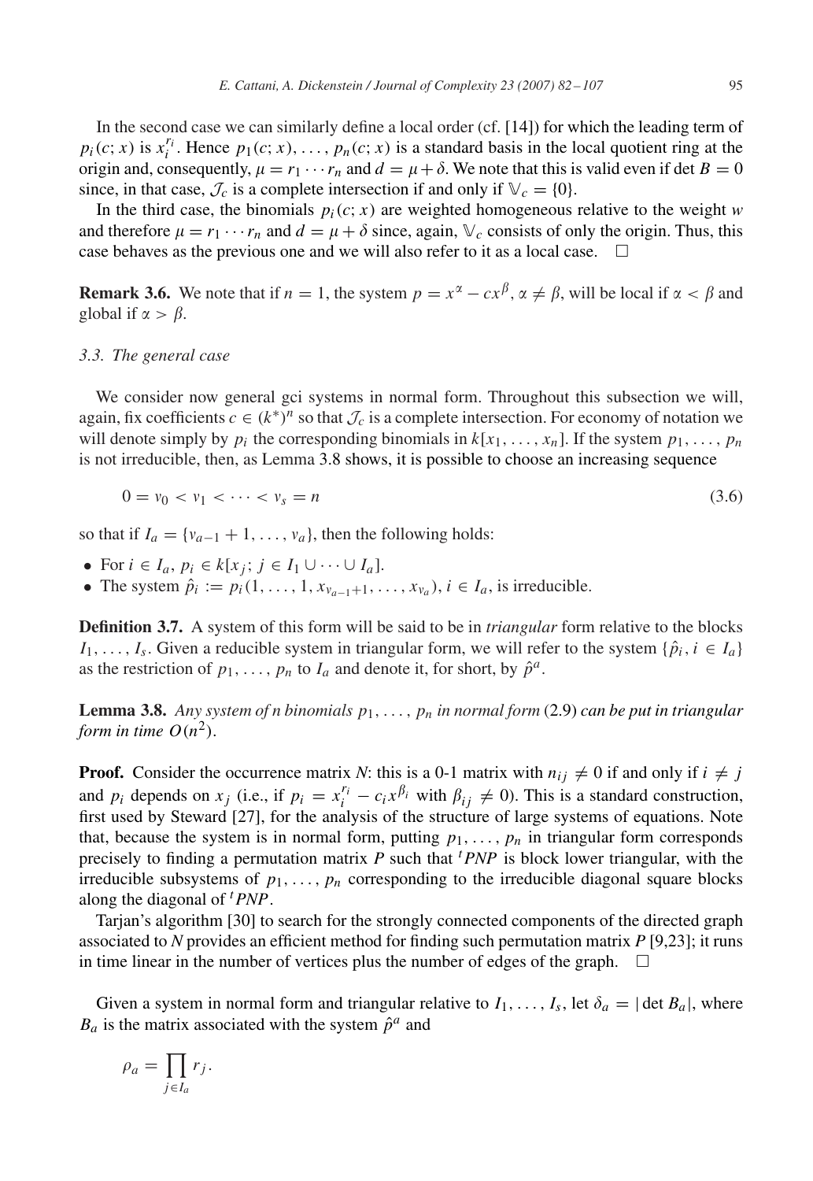In the second case we can similarly define a local order (cf. [14]) for which the leading term of $p_i(c; x)$ is $x_i^{r_i}$. Hence $p_1(c; x), \ldots, p_n(c; x)$ is a standard basis in the local quotient ring at the origin and, consequently, $\mu = r_1 \cdots r_n$ and $d = \mu + \delta$. We note that this is valid even if $\det B = 0$ since, in that case, $\mathcal{J}_c$ is a complete intersection if and only if $\mathbb{V}_c = \{0\}$.

In the third case, the binomials $p_i(c; x)$ are weighted homogeneous relative to the weight $w$ and therefore $\mu = r_1 \cdots r_n$ and $d = \mu + \delta$ since, again, $\mathbb{V}_c$ consists of only the origin. Thus, this case behaves as the previous one and we will also refer to it as a local case. □

**Remark 3.6.** We note that if $n = 1$, the system $p = x^\alpha - cx^\beta$, $\alpha \neq \beta$, will be local if $\alpha < \beta$ and global if $\alpha > \beta$.

### 3.3. The general case

We consider now general gci systems in normal form. Throughout this subsection we will, again, fix coefficients $c \in (k^*)^n$ so that $\mathcal{J}_c$ is a complete intersection. For economy of notation we will denote simply by $p_i$ the corresponding binomials in $k[x_1, \ldots, x_n]$. If the system $p_1, \ldots, p_n$ is not irreducible, then, as Lemma 3.8 shows, it is possible to choose an increasing sequence

$$0 = v_0 < v_1 < \cdots < v_s = n \tag{3.6}$$

so that if $I_a = \{v_{a-1} + 1, \ldots, v_a\}$, then the following holds:

- For $i \in I_a$, $p_i \in k[x_j;\ j \in I_1 \cup \cdots \cup I_a]$.
- The system $\hat{p}_i := p_i(1, \ldots, 1, x_{v_{a-1}+1}, \ldots, x_{v_a})$, $i \in I_a$, is irreducible.

**Definition 3.7.** A system of this form will be said to be in *triangular* form relative to the blocks $I_1, \ldots, I_s$. Given a reducible system in triangular form, we will refer to the system $\{\hat{p}_i, i \in I_a\}$ as the restriction of $p_1, \ldots, p_n$ to $I_a$ and denote it, for short, by $\hat{p}^a$.

**Lemma 3.8.** *Any system of n binomials $p_1, \ldots, p_n$ in normal form* (2.9) *can be put in triangular form in time $O(n^2)$.*

**Proof.** Consider the occurrence matrix $N$: this is a 0-1 matrix with $n_{ij} \neq 0$ if and only if $i \neq j$ and $p_i$ depends on $x_j$ (i.e., if $p_i = x_i^{r_i} - c_i x^{\beta_i}$ with $\beta_{ij} \neq 0$). This is a standard construction, first used by Steward [27], for the analysis of the structure of large systems of equations. Note that, because the system is in normal form, putting $p_1, \ldots, p_n$ in triangular form corresponds precisely to finding a permutation matrix $P$ such that ${}^tPNP$ is block lower triangular, with the irreducible subsystems of $p_1, \ldots, p_n$ corresponding to the irreducible diagonal square blocks along the diagonal of ${}^tPNP$.

Tarjan's algorithm [30] to search for the strongly connected components of the directed graph associated to $N$ provides an efficient method for finding such permutation matrix $P$ [9,23]; it runs in time linear in the number of vertices plus the number of edges of the graph. □

Given a system in normal form and triangular relative to $I_1, \ldots, I_s$, let $\delta_a = |\det B_a|$, where $B_a$ is the matrix associated with the system $\hat{p}^a$ and

$$\rho_a = \prod_{j \in I_a} r_j.$$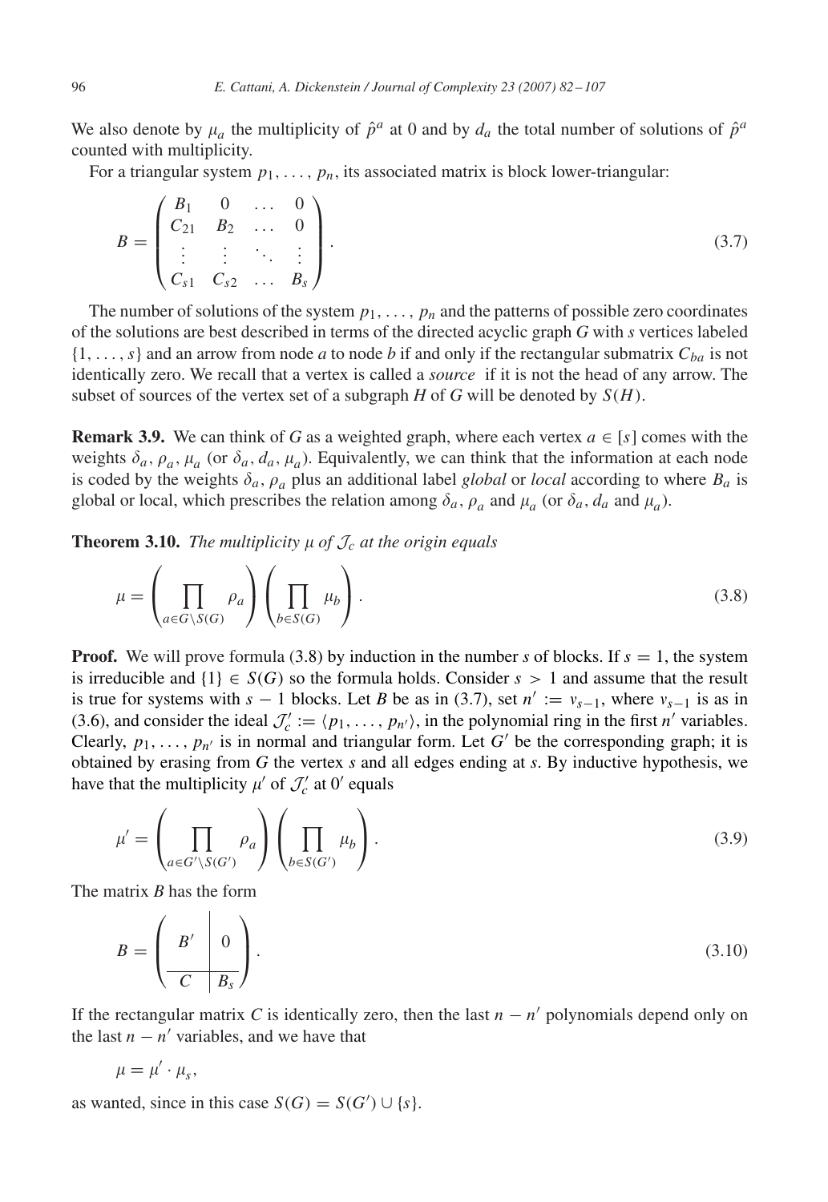We also denote by $\mu_a$ the multiplicity of $\hat{p}^a$ at 0 and by $d_a$ the total number of solutions of $\hat{p}^a$ counted with multiplicity.

For a triangular system $p_1, \ldots, p_n$, its associated matrix is block lower-triangular:

$$B = \begin{pmatrix} B_1 & 0 & \ldots & 0 \\ C_{21} & B_2 & \ldots & 0 \\ \vdots & \vdots & \ddots & \vdots \\ C_{s1} & C_{s2} & \ldots & B_s \end{pmatrix}. \tag{3.7}$$

The number of solutions of the system $p_1, \ldots, p_n$ and the patterns of possible zero coordinates of the solutions are best described in terms of the directed acyclic graph $G$ with $s$ vertices labeled $\{1, \ldots, s\}$ and an arrow from node $a$ to node $b$ if and only if the rectangular submatrix $C_{ba}$ is not identically zero. We recall that a vertex is called a *source* if it is not the head of any arrow. The subset of sources of the vertex set of a subgraph $H$ of $G$ will be denoted by $S(H)$.

**Remark 3.9.** We can think of $G$ as a weighted graph, where each vertex $a \in [s]$ comes with the weights $\delta_a, \rho_a, \mu_a$ (or $\delta_a, d_a, \mu_a$). Equivalently, we can think that the information at each node is coded by the weights $\delta_a, \rho_a$ plus an additional label *global* or *local* according to where $B_a$ is global or local, which prescribes the relation among $\delta_a$, $\rho_a$ and $\mu_a$ (or $\delta_a$, $d_a$ and $\mu_a$).

**Theorem 3.10.** *The multiplicity $\mu$ of $\mathcal{J}_c$ at the origin equals*

$$\mu = \left( \prod_{a \in G \setminus S(G)} \rho_a \right) \left( \prod_{b \in S(G)} \mu_b \right). \tag{3.8}$$

**Proof.** We will prove formula (3.8) by induction in the number $s$ of blocks. If $s = 1$, the system is irreducible and $\{1\} \in S(G)$ so the formula holds. Consider $s > 1$ and assume that the result is true for systems with $s - 1$ blocks. Let $B$ be as in (3.7), set $n' := v_{s-1}$, where $v_{s-1}$ is as in (3.6), and consider the ideal $\mathcal{J}'_c := \langle p_1, \ldots, p_{n'} \rangle$, in the polynomial ring in the first $n'$ variables. Clearly, $p_1, \ldots, p_{n'}$ is in normal and triangular form. Let $G'$ be the corresponding graph; it is obtained by erasing from $G$ the vertex $s$ and all edges ending at $s$. By inductive hypothesis, we have that the multiplicity $\mu'$ of $\mathcal{J}'_c$ at $0'$ equals

$$\mu' = \left( \prod_{a \in G' \setminus S(G')} \rho_a \right) \left( \prod_{b \in S(G')} \mu_b \right). \tag{3.9}$$

The matrix $B$ has the form

$$B = \left( \begin{array}{c|c} B' & 0 \\ \hline C & B_s \end{array} \right). \tag{3.10}$$

If the rectangular matrix $C$ is identically zero, then the last $n - n'$ polynomials depend only on the last $n - n'$ variables, and we have that

$$\mu = \mu' \cdot \mu_s,$$

as wanted, since in this case $S(G) = S(G') \cup \{s\}$.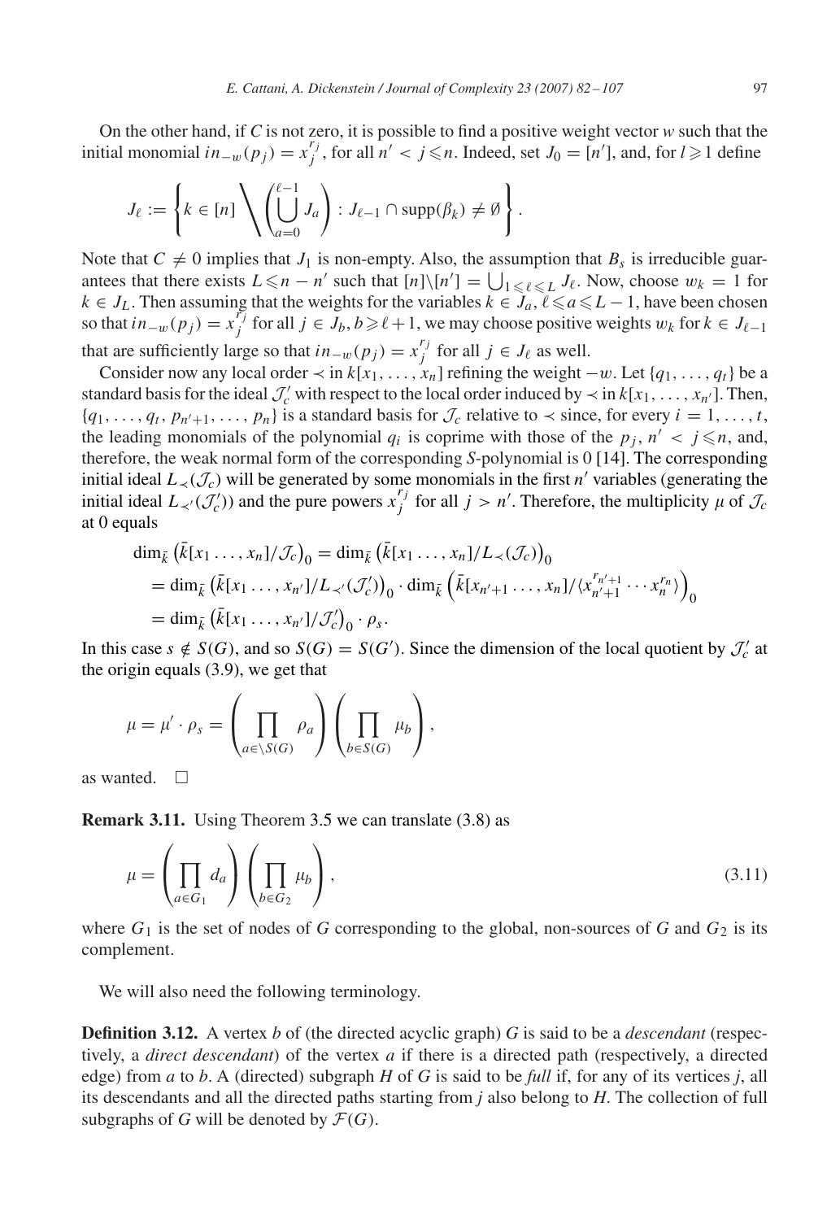On the other hand, if $C$ is not zero, it is possible to find a positive weight vector $w$ such that the initial monomial $in_{-w}(p_j) = x_j^{r_j}$, for all $n' < j \leqslant n$. Indeed, set $J_0 = [n']$, and, for $l \geqslant 1$ define

$$J_\ell := \left\{ k \in [n] \Bigg\backslash \left( \bigcup_{a=0}^{\ell-1} J_a \right) : J_{\ell-1} \cap \operatorname{supp}(\beta_k) \neq \emptyset \right\}.$$

Note that $C \neq 0$ implies that $J_1$ is non-empty. Also, the assumption that $B_s$ is irreducible guarantees that there exists $L \leqslant n - n'$ such that $[n] \backslash [n'] = \bigcup_{1 \leqslant \ell \leqslant L} J_\ell$. Now, choose $w_k = 1$ for $k \in J_L$. Then assuming that the weights for the variables $k \in J_a$, $\ell \leqslant a \leqslant L-1$, have been chosen so that $in_{-w}(p_j) = x_j^{r_j}$ for all $j \in J_b$, $b \geqslant \ell + 1$, we may choose positive weights $w_k$ for $k \in J_{\ell-1}$ that are sufficiently large so that $in_{-w}(p_j) = x_j^{r_j}$ for all $j \in J_\ell$ as well.

Consider now any local order $\prec$ in $k[x_1, \ldots, x_n]$ refining the weight $-w$. Let $\{q_1, \ldots, q_t\}$ be a standard basis for the ideal $\mathcal{J}_c'$ with respect to the local order induced by $\prec$ in $k[x_1, \ldots, x_{n'}]$. Then, $\{q_1, \ldots, q_t, p_{n'+1}, \ldots, p_n\}$ is a standard basis for $\mathcal{J}_c$ relative to $\prec$ since, for every $i = 1, \ldots, t$, the leading monomials of the polynomial $q_i$ is coprime with those of the $p_j$, $n' < j \leqslant n$, and, therefore, the weak normal form of the corresponding $S$-polynomial is 0 [14]. The corresponding initial ideal $L_\prec(\mathcal{J}_c)$ will be generated by some monomials in the first $n'$ variables (generating the initial ideal $L_{\prec'}(\mathcal{J}_c')$) and the pure powers $x_j^{r_j}$ for all $j > n'$. Therefore, the multiplicity $\mu$ of $\mathcal{J}_c$ at 0 equals

$$\begin{aligned}
\dim_{\bar{k}} \left( \bar{k}[x_1 \ldots, x_n]/\mathcal{J}_c \right)_0 &= \dim_{\bar{k}} \left( \bar{k}[x_1 \ldots, x_n]/L_\prec(\mathcal{J}_c) \right)_0 \\
&= \dim_{\bar{k}} \left( \bar{k}[x_1 \ldots, x_{n'}]/L_{\prec'}(\mathcal{J}_c') \right)_0 \cdot \dim_{\bar{k}} \left( \bar{k}[x_{n'+1} \ldots, x_n]/\langle x_{n'+1}^{r_{n'+1}} \cdots x_n^{r_n} \rangle \right)_0 \\
&= \dim_{\bar{k}} \left( \bar{k}[x_1 \ldots, x_{n'}]/\mathcal{J}_c' \right)_0 \cdot \rho_s.
\end{aligned}$$

In this case $s \notin S(G)$, and so $S(G) = S(G')$. Since the dimension of the local quotient by $\mathcal{J}_c'$ at the origin equals (3.9), we get that

$$\mu = \mu' \cdot \rho_s = \left( \prod_{a \in \backslash S(G)} \rho_a \right) \left( \prod_{b \in S(G)} \mu_b \right),$$

as wanted. $\square$

**Remark 3.11.** Using Theorem 3.5 we can translate (3.8) as

$$\mu = \left( \prod_{a \in G_1} d_a \right) \left( \prod_{b \in G_2} \mu_b \right), \tag{3.11}$$

where $G_1$ is the set of nodes of $G$ corresponding to the global, non-sources of $G$ and $G_2$ is its complement.

We will also need the following terminology.

**Definition 3.12.** A vertex $b$ of (the directed acyclic graph) $G$ is said to be a *descendant* (respectively, a *direct descendant*) of the vertex $a$ if there is a directed path (respectively, a directed edge) from $a$ to $b$. A (directed) subgraph $H$ of $G$ is said to be *full* if, for any of its vertices $j$, all its descendants and all the directed paths starting from $j$ also belong to $H$. The collection of full subgraphs of $G$ will be denoted by $\mathcal{F}(G)$.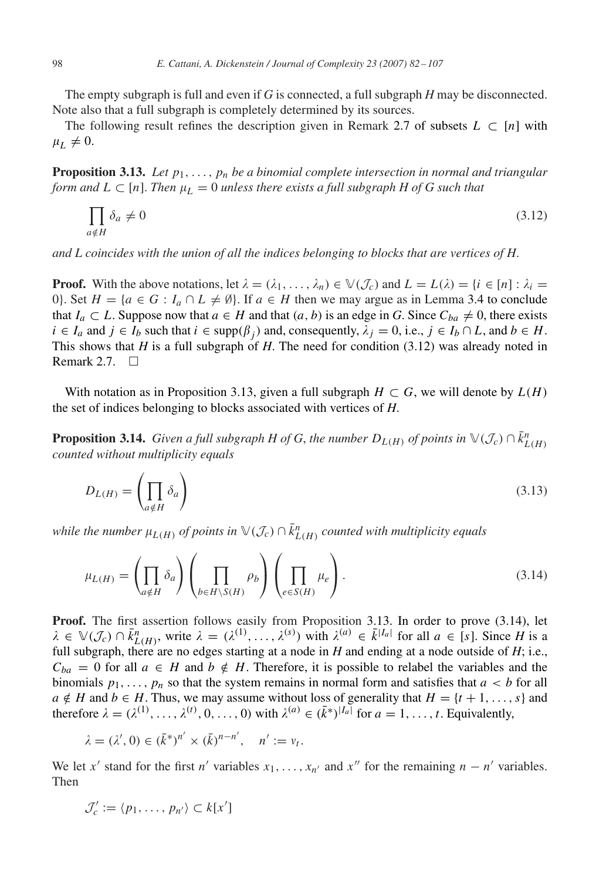The empty subgraph is full and even if $G$ is connected, a full subgraph $H$ may be disconnected. Note also that a full subgraph is completely determined by its sources.

The following result refines the description given in Remark 2.7 of subsets $L \subset [n]$ with $\mu_L \neq 0$.

**Proposition 3.13.** *Let $p_1, \ldots, p_n$ be a binomial complete intersection in normal and triangular form and $L \subset [n]$. Then $\mu_L = 0$ unless there exists a full subgraph $H$ of $G$ such that*

$$\prod_{a \notin H} \delta_a \neq 0 \tag{3.12}$$

*and $L$ coincides with the union of all the indices belonging to blocks that are vertices of $H$.*

**Proof.** With the above notations, let $\lambda = (\lambda_1, \ldots, \lambda_n) \in \mathbb{V}(\mathcal{J}_c)$ and $L = L(\lambda) = \{i \in [n] : \lambda_i = 0\}$. Set $H = \{a \in G : I_a \cap L \neq \emptyset\}$. If $a \in H$ then we may argue as in Lemma 3.4 to conclude that $I_a \subset L$. Suppose now that $a \in H$ and that $(a, b)$ is an edge in $G$. Since $C_{ba} \neq 0$, there exists $i \in I_a$ and $j \in I_b$ such that $i \in \operatorname{supp}(\beta_j)$ and, consequently, $\lambda_j = 0$, i.e., $j \in I_b \cap L$, and $b \in H$. This shows that $H$ is a full subgraph of $H$. The need for condition (3.12) was already noted in Remark 2.7. $\square$

With notation as in Proposition 3.13, given a full subgraph $H \subset G$, we will denote by $L(H)$ the set of indices belonging to blocks associated with vertices of $H$.

**Proposition 3.14.** *Given a full subgraph $H$ of $G$, the number $D_{L(H)}$ of points in $\mathbb{V}(\mathcal{J}_c) \cap \bar{k}^n_{L(H)}$ counted without multiplicity equals*

$$D_{L(H)} = \left( \prod_{a \notin H} \delta_a \right) \tag{3.13}$$

*while the number $\mu_{L(H)}$ of points in $\mathbb{V}(\mathcal{J}_c) \cap \bar{k}^n_{L(H)}$ counted with multiplicity equals*

$$\mu_{L(H)} = \left( \prod_{a \notin H} \delta_a \right) \left( \prod_{b \in H \setminus S(H)} \rho_b \right) \left( \prod_{e \in S(H)} \mu_e \right). \tag{3.14}$$

**Proof.** The first assertion follows easily from Proposition 3.13. In order to prove (3.14), let $\lambda \in \mathbb{V}(\mathcal{J}_c) \cap \bar{k}^n_{L(H)}$, write $\lambda = (\lambda^{(1)}, \ldots, \lambda^{(s)})$ with $\lambda^{(a)} \in \bar{k}^{|I_a|}$ for all $a \in [s]$. Since $H$ is a full subgraph, there are no edges starting at a node in $H$ and ending at a node outside of $H$; i.e., $C_{ba} = 0$ for all $a \in H$ and $b \notin H$. Therefore, it is possible to relabel the variables and the binomials $p_1, \ldots, p_n$ so that the system remains in normal form and satisfies that $a < b$ for all $a \notin H$ and $b \in H$. Thus, we may assume without loss of generality that $H = \{t+1, \ldots, s\}$ and therefore $\lambda = (\lambda^{(1)}, \ldots, \lambda^{(t)}, 0, \ldots, 0)$ with $\lambda^{(a)} \in (\bar{k}^*)^{|I_a|}$ for $a = 1, \ldots, t$. Equivalently,

$$\lambda = (\lambda', 0) \in (\bar{k}^*)^{n'} \times (\bar{k})^{n-n'}, \quad n' := v_t.$$

We let $x'$ stand for the first $n'$ variables $x_1, \ldots, x_{n'}$ and $x''$ for the remaining $n - n'$ variables. Then

$$\mathcal{J}'_c := \langle p_1, \ldots, p_{n'} \rangle \subset k[x']$$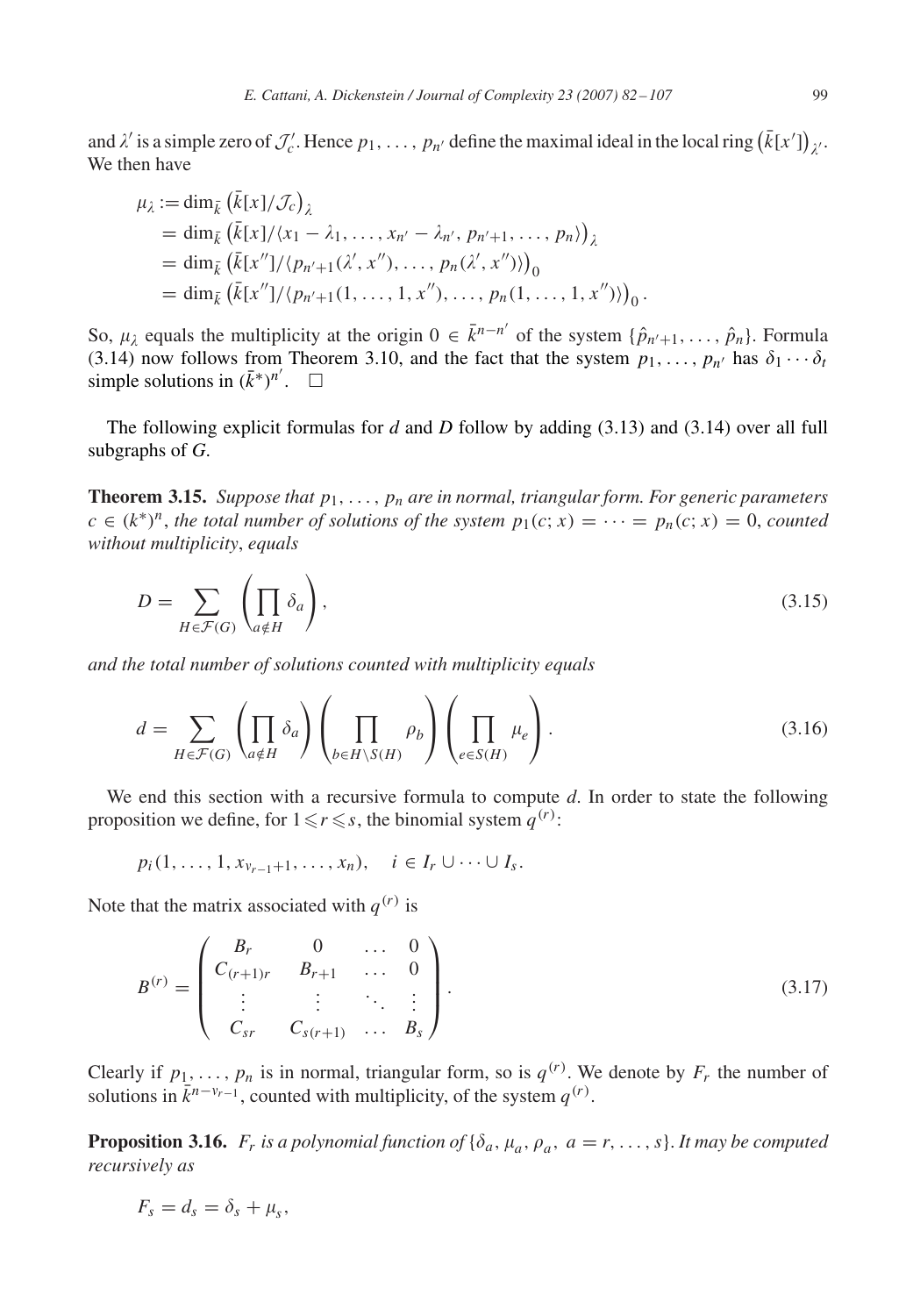and $\lambda'$ is a simple zero of $\mathcal{J}'_c$. Hence $p_1, \ldots, p_{n'}$ define the maximal ideal in the local ring $\left(\bar{k}[x']\right)_{\lambda'}$. We then have

$$
\begin{aligned}
\mu_\lambda &:= \dim_{\bar{k}} \left(\bar{k}[x]/\mathcal{J}_c\right)_\lambda \\
&= \dim_{\bar{k}} \left(\bar{k}[x]/\langle x_1 - \lambda_1, \ldots, x_{n'} - \lambda_{n'}, p_{n'+1}, \ldots, p_n\rangle\right)_\lambda \\
&= \dim_{\bar{k}} \left(\bar{k}[x'']/\langle p_{n'+1}(\lambda', x''), \ldots, p_n(\lambda', x'')\rangle\right)_0 \\
&= \dim_{\bar{k}} \left(\bar{k}[x'']/\langle p_{n'+1}(1, \ldots, 1, x''), \ldots, p_n(1, \ldots, 1, x'')\rangle\right)_0 .
\end{aligned}
$$

So, $\mu_\lambda$ equals the multiplicity at the origin $0 \in \bar{k}^{n-n'}$ of the system $\{\hat{p}_{n'+1}, \ldots, \hat{p}_n\}$. Formula (3.14) now follows from Theorem 3.10, and the fact that the system $p_1, \ldots, p_{n'}$ has $\delta_1 \cdots \delta_t$ simple solutions in $(\bar{k}^*)^{n'}$. $\square$

The following explicit formulas for $d$ and $D$ follow by adding (3.13) and (3.14) over all full subgraphs of $G$.

**Theorem 3.15.** *Suppose that $p_1, \ldots, p_n$ are in normal, triangular form. For generic parameters $c \in (k^*)^n$, the total number of solutions of the system $p_1(c; x) = \cdots = p_n(c; x) = 0$, counted without multiplicity, equals*

$$
D = \sum_{H \in \mathcal{F}(G)} \left( \prod_{a \notin H} \delta_a \right), \tag{3.15}
$$

*and the total number of solutions counted with multiplicity equals*

$$
d = \sum_{H \in \mathcal{F}(G)} \left( \prod_{a \notin H} \delta_a \right) \left( \prod_{b \in H \setminus S(H)} \rho_b \right) \left( \prod_{e \in S(H)} \mu_e \right). \tag{3.16}
$$

We end this section with a recursive formula to compute $d$. In order to state the following proposition we define, for $1 \leqslant r \leqslant s$, the binomial system $q^{(r)}$:

$$
p_i(1, \ldots, 1, x_{v_{r-1}+1}, \ldots, x_n), \quad i \in I_r \cup \cdots \cup I_s.
$$

Note that the matrix associated with $q^{(r)}$ is

$$
B^{(r)} = \begin{pmatrix} B_r & 0 & \ldots & 0 \\ C_{(r+1)r} & B_{r+1} & \ldots & 0 \\ \vdots & \vdots & \ddots & \vdots \\ C_{sr} & C_{s(r+1)} & \ldots & B_s \end{pmatrix}. \tag{3.17}
$$

Clearly if $p_1, \ldots, p_n$ is in normal, triangular form, so is $q^{(r)}$. We denote by $F_r$ the number of solutions in $\bar{k}^{n-v_{r-1}}$, counted with multiplicity, of the system $q^{(r)}$.

**Proposition 3.16.** *$F_r$ is a polynomial function of $\{\delta_a, \mu_a, \rho_a, \ a = r, \ldots, s\}$. It may be computed recursively as*

$$
F_s = d_s = \delta_s + \mu_s,
$$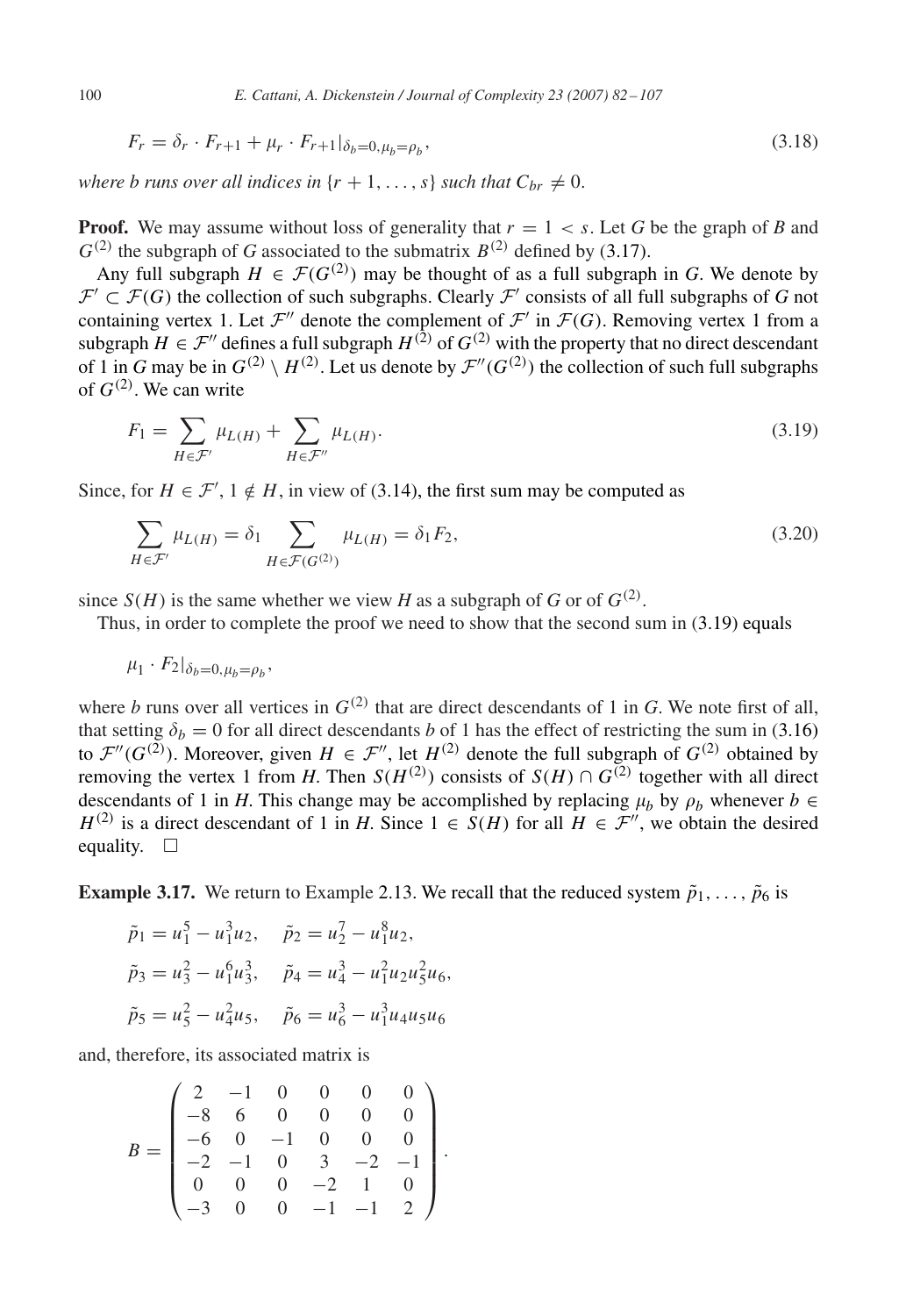$$F_r = \delta_r \cdot F_{r+1} + \mu_r \cdot F_{r+1}|_{\delta_b=0, \mu_b=\rho_b}, \tag{3.18}$$

*where $b$ runs over all indices in $\{r+1, \ldots, s\}$ such that $C_{br} \neq 0$.*

**Proof.** We may assume without loss of generality that $r = 1 < s$. Let $G$ be the graph of $B$ and $G^{(2)}$ the subgraph of $G$ associated to the submatrix $B^{(2)}$ defined by (3.17).

Any full subgraph $H \in \mathcal{F}(G^{(2)})$ may be thought of as a full subgraph in $G$. We denote by $\mathcal{F}' \subset \mathcal{F}(G)$ the collection of such subgraphs. Clearly $\mathcal{F}'$ consists of all full subgraphs of $G$ not containing vertex 1. Let $\mathcal{F}''$ denote the complement of $\mathcal{F}'$ in $\mathcal{F}(G)$. Removing vertex 1 from a subgraph $H \in \mathcal{F}''$ defines a full subgraph $H^{(2)}$ of $G^{(2)}$ with the property that no direct descendant of 1 in $G$ may be in $G^{(2)} \setminus H^{(2)}$. Let us denote by $\mathcal{F}''(G^{(2)})$ the collection of such full subgraphs of $G^{(2)}$. We can write

$$F_1 = \sum_{H \in \mathcal{F}'} \mu_{L(H)} + \sum_{H \in \mathcal{F}''} \mu_{L(H)}. \tag{3.19}$$

Since, for $H \in \mathcal{F}'$, $1 \notin H$, in view of (3.14), the first sum may be computed as

$$\sum_{H \in \mathcal{F}'} \mu_{L(H)} = \delta_1 \sum_{H \in \mathcal{F}(G^{(2)})} \mu_{L(H)} = \delta_1 F_2, \tag{3.20}$$

since $S(H)$ is the same whether we view $H$ as a subgraph of $G$ or of $G^{(2)}$.

Thus, in order to complete the proof we need to show that the second sum in (3.19) equals

$$\mu_1 \cdot F_2|_{\delta_b=0, \mu_b=\rho_b},$$

where $b$ runs over all vertices in $G^{(2)}$ that are direct descendants of 1 in $G$. We note first of all, that setting $\delta_b = 0$ for all direct descendants $b$ of 1 has the effect of restricting the sum in (3.16) to $\mathcal{F}''(G^{(2)})$. Moreover, given $H \in \mathcal{F}''$, let $H^{(2)}$ denote the full subgraph of $G^{(2)}$ obtained by removing the vertex 1 from $H$. Then $S(H^{(2)})$ consists of $S(H) \cap G^{(2)}$ together with all direct descendants of 1 in $H$. This change may be accomplished by replacing $\mu_b$ by $\rho_b$ whenever $b \in H^{(2)}$ is a direct descendant of 1 in $H$. Since $1 \in S(H)$ for all $H \in \mathcal{F}''$, we obtain the desired equality. $\square$

**Example 3.17.** We return to Example 2.13. We recall that the reduced system $\tilde{p}_1, \ldots, \tilde{p}_6$ is

$$\tilde{p}_1 = u_1^5 - u_1^3 u_2, \quad \tilde{p}_2 = u_2^7 - u_1^8 u_2,$$

$$\tilde{p}_3 = u_3^2 - u_1^6 u_3^3, \quad \tilde{p}_4 = u_4^3 - u_1^2 u_2 u_5^2 u_6,$$

$$\tilde{p}_5 = u_5^2 - u_4^2 u_5, \quad \tilde{p}_6 = u_6^3 - u_1^3 u_4 u_5 u_6$$

and, therefore, its associated matrix is

$$B = \begin{pmatrix} 2 & -1 & 0 & 0 & 0 & 0 \\ -8 & 6 & 0 & 0 & 0 & 0 \\ -6 & 0 & -1 & 0 & 0 & 0 \\ -2 & -1 & 0 & 3 & -2 & -1 \\ 0 & 0 & 0 & -2 & 1 & 0 \\ -3 & 0 & 0 & -1 & -1 & 2 \end{pmatrix}.$$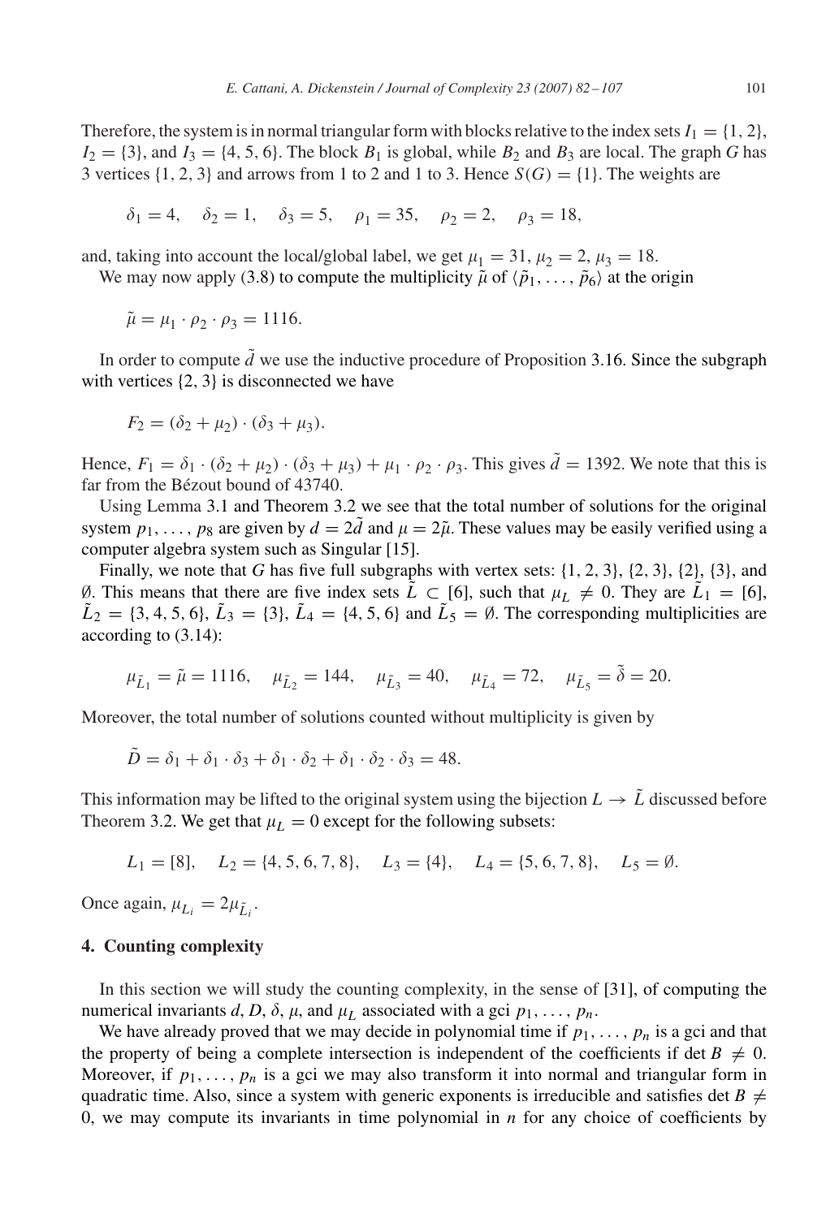Therefore, the system is in normal triangular form with blocks relative to the index sets $I_1 = \{1, 2\}$, $I_2 = \{3\}$, and $I_3 = \{4, 5, 6\}$. The block $B_1$ is global, while $B_2$ and $B_3$ are local. The graph $G$ has 3 vertices $\{1, 2, 3\}$ and arrows from 1 to 2 and 1 to 3. Hence $S(G) = \{1\}$. The weights are

$$\delta_1 = 4, \quad \delta_2 = 1, \quad \delta_3 = 5, \quad \rho_1 = 35, \quad \rho_2 = 2, \quad \rho_3 = 18,$$

and, taking into account the local/global label, we get $\mu_1 = 31$, $\mu_2 = 2$, $\mu_3 = 18$.

We may now apply (3.8) to compute the multiplicity $\tilde{\mu}$ of $\langle \tilde{p}_1, \ldots, \tilde{p}_6 \rangle$ at the origin

$$\tilde{\mu} = \mu_1 \cdot \rho_2 \cdot \rho_3 = 1116.$$

In order to compute $\tilde{d}$ we use the inductive procedure of Proposition 3.16. Since the subgraph with vertices $\{2, 3\}$ is disconnected we have

$$F_2 = (\delta_2 + \mu_2) \cdot (\delta_3 + \mu_3).$$

Hence, $F_1 = \delta_1 \cdot (\delta_2 + \mu_2) \cdot (\delta_3 + \mu_3) + \mu_1 \cdot \rho_2 \cdot \rho_3$. This gives $\tilde{d} = 1392$. We note that this is far from the Bézout bound of 43740.

Using Lemma 3.1 and Theorem 3.2 we see that the total number of solutions for the original system $p_1, \ldots, p_8$ are given by $d = 2\tilde{d}$ and $\mu = 2\tilde{\mu}$. These values may be easily verified using a computer algebra system such as Singular [15].

Finally, we note that $G$ has five full subgraphs with vertex sets: $\{1, 2, 3\}$, $\{2, 3\}$, $\{2\}$, $\{3\}$, and $\emptyset$. This means that there are five index sets $\tilde{L} \subset [6]$, such that $\mu_L \neq 0$. They are $\tilde{L}_1 = [6]$, $\tilde{L}_2 = \{3, 4, 5, 6\}$, $\tilde{L}_3 = \{3\}$, $\tilde{L}_4 = \{4, 5, 6\}$ and $\tilde{L}_5 = \emptyset$. The corresponding multiplicities are according to (3.14):

$$\mu_{\tilde{L}_1} = \tilde{\mu} = 1116, \quad \mu_{\tilde{L}_2} = 144, \quad \mu_{\tilde{L}_3} = 40, \quad \mu_{\tilde{L}_4} = 72, \quad \mu_{\tilde{L}_5} = \tilde{\delta} = 20.$$

Moreover, the total number of solutions counted without multiplicity is given by

$$\tilde{D} = \delta_1 + \delta_1 \cdot \delta_3 + \delta_1 \cdot \delta_2 + \delta_1 \cdot \delta_2 \cdot \delta_3 = 48.$$

This information may be lifted to the original system using the bijection $L \to \tilde{L}$ discussed before Theorem 3.2. We get that $\mu_L = 0$ except for the following subsets:

$$L_1 = [8], \quad L_2 = \{4, 5, 6, 7, 8\}, \quad L_3 = \{4\}, \quad L_4 = \{5, 6, 7, 8\}, \quad L_5 = \emptyset.$$

Once again, $\mu_{L_i} = 2\mu_{\tilde{L}_i}$.

## 4. Counting complexity

In this section we will study the counting complexity, in the sense of [31], of computing the numerical invariants $d$, $D$, $\delta$, $\mu$, and $\mu_L$ associated with a gci $p_1, \ldots, p_n$.

We have already proved that we may decide in polynomial time if $p_1, \ldots, p_n$ is a gci and that the property of being a complete intersection is independent of the coefficients if $\det B \neq 0$. Moreover, if $p_1, \ldots, p_n$ is a gci we may also transform it into normal and triangular form in quadratic time. Also, since a system with generic exponents is irreducible and satisfies $\det B \neq 0$, we may compute its invariants in time polynomial in $n$ for any choice of coefficients by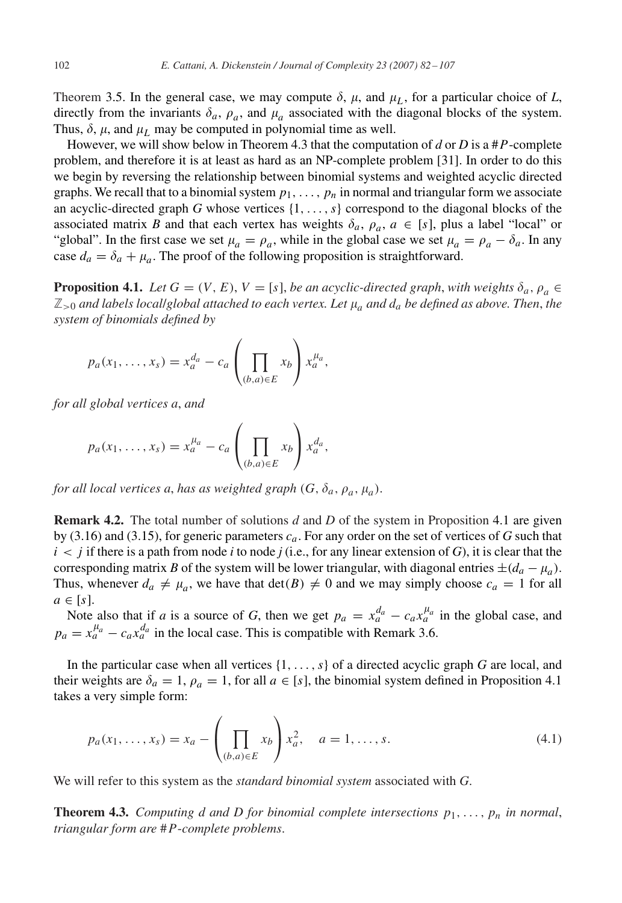Theorem 3.5. In the general case, we may compute $\delta$, $\mu$, and $\mu_L$, for a particular choice of $L$, directly from the invariants $\delta_a$, $\rho_a$, and $\mu_a$ associated with the diagonal blocks of the system. Thus, $\delta$, $\mu$, and $\mu_L$ may be computed in polynomial time as well.

However, we will show below in Theorem 4.3 that the computation of $d$ or $D$ is a $\#P$-complete problem, and therefore it is at least as hard as an NP-complete problem [31]. In order to do this we begin by reversing the relationship between binomial systems and weighted acyclic directed graphs. We recall that to a binomial system $p_1, \ldots, p_n$ in normal and triangular form we associate an acyclic-directed graph $G$ whose vertices $\{1, \ldots, s\}$ correspond to the diagonal blocks of the associated matrix $B$ and that each vertex has weights $\delta_a$, $\rho_a$, $a \in [s]$, plus a label "local" or "global". In the first case we set $\mu_a = \rho_a$, while in the global case we set $\mu_a = \rho_a - \delta_a$. In any case $d_a = \delta_a + \mu_a$. The proof of the following proposition is straightforward.

**Proposition 4.1.** *Let $G = (V, E)$, $V = [s]$, be an acyclic-directed graph, with weights $\delta_a, \rho_a \in \mathbb{Z}_{>0}$ and labels local/global attached to each vertex. Let $\mu_a$ and $d_a$ be defined as above. Then, the system of binomials defined by*

$$p_a(x_1, \ldots, x_s) = x_a^{d_a} - c_a \left( \prod_{(b,a)\in E} x_b \right) x_a^{\mu_a},$$

*for all global vertices $a$, and*

$$p_a(x_1, \ldots, x_s) = x_a^{\mu_a} - c_a \left( \prod_{(b,a)\in E} x_b \right) x_a^{d_a},$$

*for all local vertices $a$, has as weighted graph $(G, \delta_a, \rho_a, \mu_a)$.*

**Remark 4.2.** The total number of solutions $d$ and $D$ of the system in Proposition 4.1 are given by (3.16) and (3.15), for generic parameters $c_a$. For any order on the set of vertices of $G$ such that $i < j$ if there is a path from node $i$ to node $j$ (i.e., for any linear extension of $G$), it is clear that the corresponding matrix $B$ of the system will be lower triangular, with diagonal entries $\pm(d_a - \mu_a)$. Thus, whenever $d_a \neq \mu_a$, we have that $\det(B) \neq 0$ and we may simply choose $c_a = 1$ for all $a \in [s]$.

Note also that if $a$ is a source of $G$, then we get $p_a = x_a^{d_a} - c_a x_a^{\mu_a}$ in the global case, and $p_a = x_a^{\mu_a} - c_a x_a^{d_a}$ in the local case. This is compatible with Remark 3.6.

In the particular case when all vertices $\{1, \ldots, s\}$ of a directed acyclic graph $G$ are local, and their weights are $\delta_a = 1$, $\rho_a = 1$, for all $a \in [s]$, the binomial system defined in Proposition 4.1 takes a very simple form:

$$p_a(x_1, \ldots, x_s) = x_a - \left( \prod_{(b,a)\in E} x_b \right) x_a^2, \quad a = 1, \ldots, s. \tag{4.1}$$

We will refer to this system as the *standard binomial system* associated with $G$.

**Theorem 4.3.** *Computing $d$ and $D$ for binomial complete intersections $p_1, \ldots, p_n$ in normal, triangular form are $\#P$-complete problems.*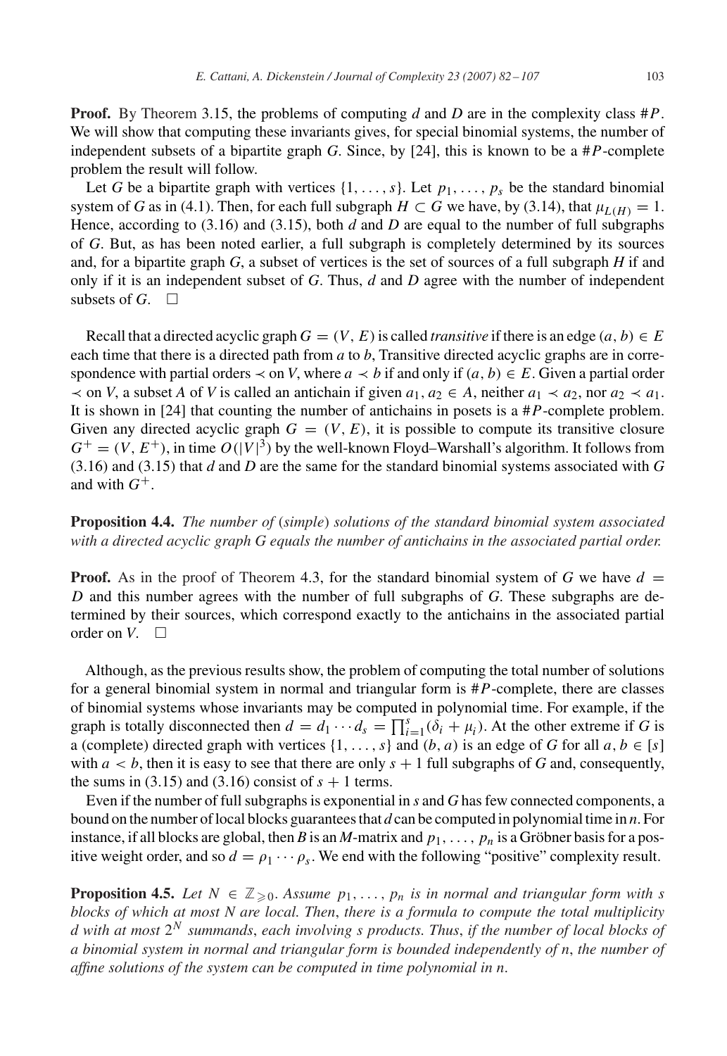**Proof.** By Theorem 3.15, the problems of computing $d$ and $D$ are in the complexity class $\#P$. We will show that computing these invariants gives, for special binomial systems, the number of independent subsets of a bipartite graph $G$. Since, by [24], this is known to be a $\#P$-complete problem the result will follow.

Let $G$ be a bipartite graph with vertices $\{1, \dots, s\}$. Let $p_1, \dots, p_s$ be the standard binomial system of $G$ as in (4.1). Then, for each full subgraph $H \subset G$ we have, by (3.14), that $\mu_{L(H)} = 1$. Hence, according to (3.16) and (3.15), both $d$ and $D$ are equal to the number of full subgraphs of $G$. But, as has been noted earlier, a full subgraph is completely determined by its sources and, for a bipartite graph $G$, a subset of vertices is the set of sources of a full subgraph $H$ if and only if it is an independent subset of $G$. Thus, $d$ and $D$ agree with the number of independent subsets of $G$. $\square$

Recall that a directed acyclic graph $G = (V, E)$ is called *transitive* if there is an edge $(a, b) \in E$ each time that there is a directed path from $a$ to $b$, Transitive directed acyclic graphs are in correspondence with partial orders $\prec$ on $V$, where $a \prec b$ if and only if $(a, b) \in E$. Given a partial order $\prec$ on $V$, a subset $A$ of $V$ is called an antichain if given $a_1, a_2 \in A$, neither $a_1 \prec a_2$, nor $a_2 \prec a_1$. It is shown in [24] that counting the number of antichains in posets is a $\#P$-complete problem. Given any directed acyclic graph $G = (V, E)$, it is possible to compute its transitive closure $G^+ = (V, E^+)$, in time $O(|V|^3)$ by the well-known Floyd–Warshall's algorithm. It follows from (3.16) and (3.15) that $d$ and $D$ are the same for the standard binomial systems associated with $G$ and with $G^+$.

**Proposition 4.4.** *The number of (simple) solutions of the standard binomial system associated with a directed acyclic graph $G$ equals the number of antichains in the associated partial order.*

**Proof.** As in the proof of Theorem 4.3, for the standard binomial system of $G$ we have $d = D$ and this number agrees with the number of full subgraphs of $G$. These subgraphs are determined by their sources, which correspond exactly to the antichains in the associated partial order on $V$. $\square$

Although, as the previous results show, the problem of computing the total number of solutions for a general binomial system in normal and triangular form is $\#P$-complete, there are classes of binomial systems whose invariants may be computed in polynomial time. For example, if the graph is totally disconnected then $d = d_1 \cdots d_s = \prod_{i=1}^{s} (\delta_i + \mu_i)$. At the other extreme if $G$ is a (complete) directed graph with vertices $\{1, \dots, s\}$ and $(b, a)$ is an edge of $G$ for all $a, b \in [s]$ with $a < b$, then it is easy to see that there are only $s + 1$ full subgraphs of $G$ and, consequently, the sums in (3.15) and (3.16) consist of $s + 1$ terms.

Even if the number of full subgraphs is exponential in $s$ and $G$ has few connected components, a bound on the number of local blocks guarantees that $d$ can be computed in polynomial time in $n$. For instance, if all blocks are global, then $B$ is an $M$-matrix and $p_1, \dots, p_n$ is a Gröbner basis for a positive weight order, and so $d = \rho_1 \cdots \rho_s$. We end with the following "positive" complexity result.

**Proposition 4.5.** *Let $N \in \mathbb{Z}_{\geqslant 0}$. Assume $p_1, \dots, p_n$ is in normal and triangular form with $s$ blocks of which at most $N$ are local. Then, there is a formula to compute the total multiplicity $d$ with at most $2^N$ summands, each involving $s$ products. Thus, if the number of local blocks of a binomial system in normal and triangular form is bounded independently of $n$, the number of affine solutions of the system can be computed in time polynomial in $n$.*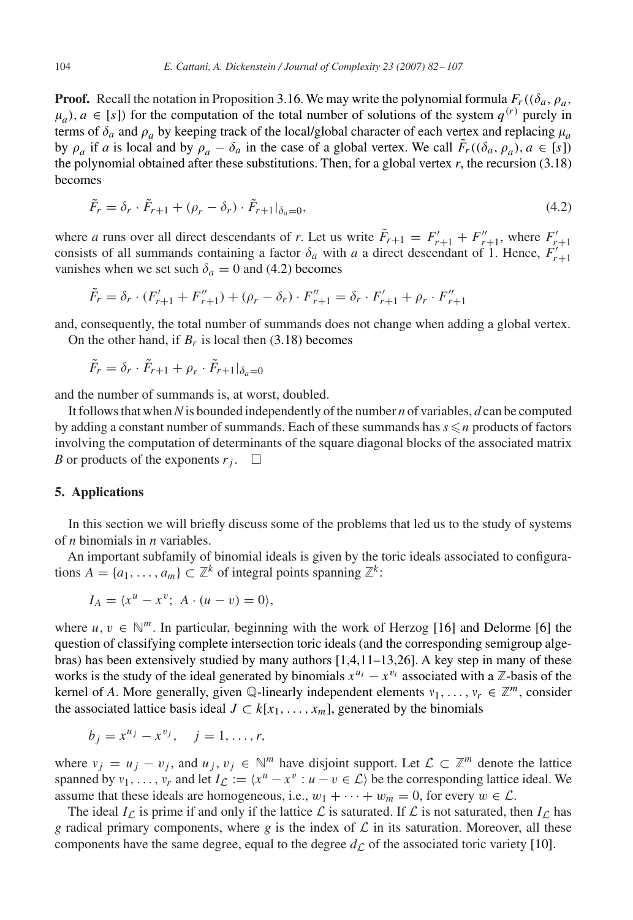**Proof.** Recall the notation in Proposition 3.16. We may write the polynomial formula $F_r((\delta_a, \rho_a, \mu_a), a \in [s])$ for the computation of the total number of solutions of the system $q^{(r)}$ purely in terms of $\delta_a$ and $\rho_a$ by keeping track of the local/global character of each vertex and replacing $\mu_a$ by $\rho_a$ if $a$ is local and by $\rho_a - \delta_a$ in the case of a global vertex. We call $\tilde{F}_r((\delta_a, \rho_a), a \in [s])$ the polynomial obtained after these substitutions. Then, for a global vertex $r$, the recursion (3.18) becomes

$$\tilde{F}_r = \delta_r \cdot \tilde{F}_{r+1} + (\rho_r - \delta_r) \cdot \tilde{F}_{r+1}|_{\delta_a=0}, \tag{4.2}$$

where $a$ runs over all direct descendants of $r$. Let us write $\tilde{F}_{r+1} = F'_{r+1} + F''_{r+1}$, where $F'_{r+1}$ consists of all summands containing a factor $\delta_a$ with $a$ a direct descendant of 1. Hence, $F'_{r+1}$ vanishes when we set such $\delta_a = 0$ and (4.2) becomes

$$\tilde{F}_r = \delta_r \cdot (F'_{r+1} + F''_{r+1}) + (\rho_r - \delta_r) \cdot F''_{r+1} = \delta_r \cdot F'_{r+1} + \rho_r \cdot F''_{r+1}$$

and, consequently, the total number of summands does not change when adding a global vertex.

On the other hand, if $B_r$ is local then (3.18) becomes

$$\tilde{F}_r = \delta_r \cdot \tilde{F}_{r+1} + \rho_r \cdot \tilde{F}_{r+1}|_{\delta_a=0}$$

and the number of summands is, at worst, doubled.

It follows that when $N$ is bounded independently of the number $n$ of variables, $d$ can be computed by adding a constant number of summands. Each of these summands has $s \leqslant n$ products of factors involving the computation of determinants of the square diagonal blocks of the associated matrix $B$ or products of the exponents $r_j$. $\square$

## 5. Applications

In this section we will briefly discuss some of the problems that led us to the study of systems of $n$ binomials in $n$ variables.

An important subfamily of binomial ideals is given by the toric ideals associated to configurations $A = \{a_1, \ldots, a_m\} \subset \mathbb{Z}^k$ of integral points spanning $\mathbb{Z}^k$:

$$I_A = \langle x^u - x^v;\ A \cdot (u - v) = 0 \rangle,$$

where $u, v \in \mathbb{N}^m$. In particular, beginning with the work of Herzog [16] and Delorme [6] the question of classifying complete intersection toric ideals (and the corresponding semigroup algebras) has been extensively studied by many authors [1,4,11–13,26]. A key step in many of these works is the study of the ideal generated by binomials $x^{u_i} - x^{v_i}$ associated with a $\mathbb{Z}$-basis of the kernel of $A$. More generally, given $\mathbb{Q}$-linearly independent elements $v_1, \ldots, v_r \in \mathbb{Z}^m$, consider the associated lattice basis ideal $J \subset k[x_1, \ldots, x_m]$, generated by the binomials

$$b_j = x^{u_j} - x^{v_j}, \quad j = 1, \ldots, r,$$

where $v_j = u_j - v_j$, and $u_j, v_j \in \mathbb{N}^m$ have disjoint support. Let $\mathcal{L} \subset \mathbb{Z}^m$ denote the lattice spanned by $v_1, \ldots, v_r$ and let $I_{\mathcal{L}} := \langle x^u - x^v : u - v \in \mathcal{L} \rangle$ be the corresponding lattice ideal. We assume that these ideals are homogeneous, i.e., $w_1 + \cdots + w_m = 0$, for every $w \in \mathcal{L}$.

The ideal $I_{\mathcal{L}}$ is prime if and only if the lattice $\mathcal{L}$ is saturated. If $\mathcal{L}$ is not saturated, then $I_{\mathcal{L}}$ has $g$ radical primary components, where $g$ is the index of $\mathcal{L}$ in its saturation. Moreover, all these components have the same degree, equal to the degree $d_{\mathcal{L}}$ of the associated toric variety [10].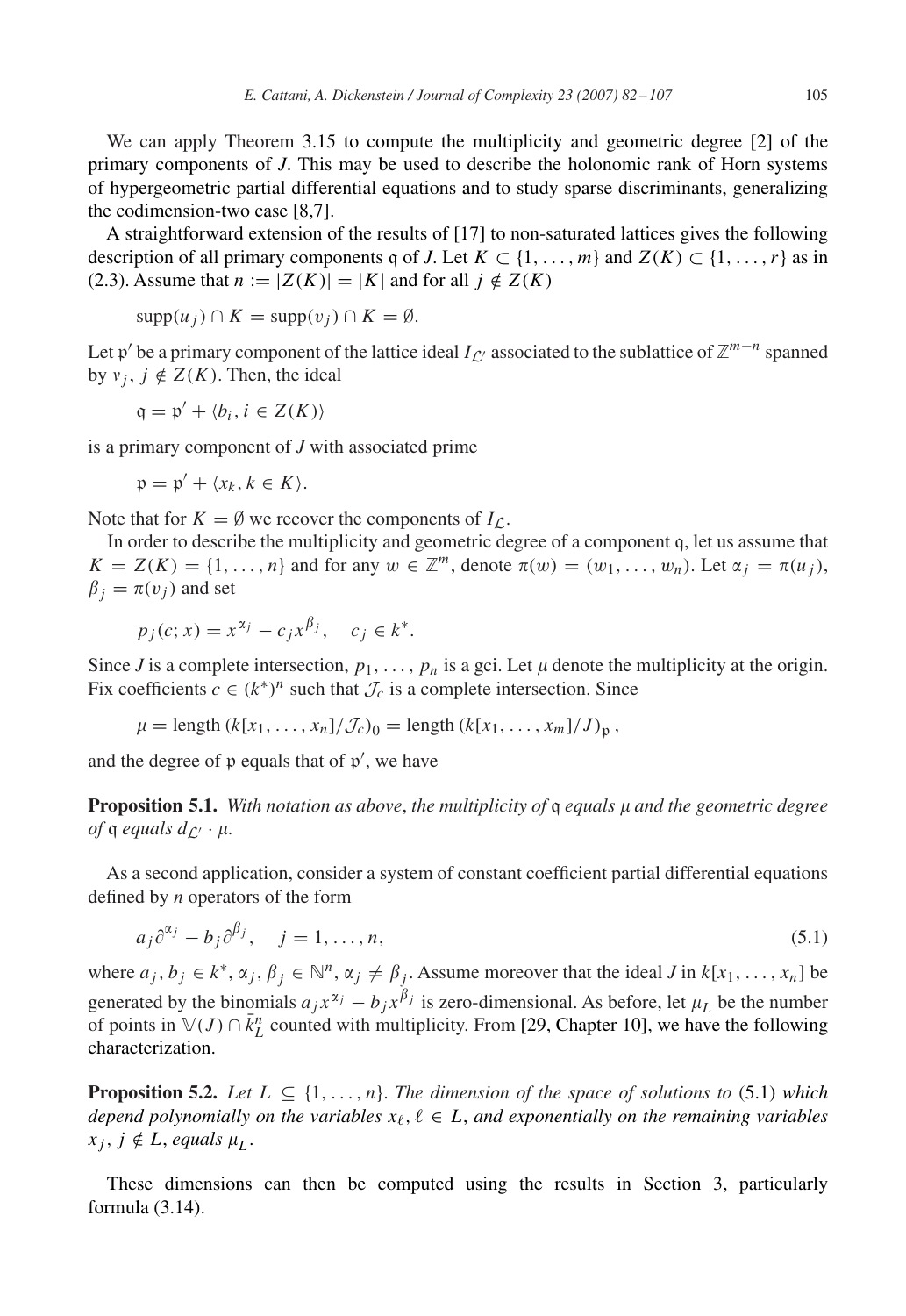We can apply Theorem 3.15 to compute the multiplicity and geometric degree [2] of the primary components of $J$. This may be used to describe the holonomic rank of Horn systems of hypergeometric partial differential equations and to study sparse discriminants, generalizing the codimension-two case [8,7].

A straightforward extension of the results of [17] to non-saturated lattices gives the following description of all primary components $\mathfrak{q}$ of $J$. Let $K \subset \{1, \ldots, m\}$ and $Z(K) \subset \{1, \ldots, r\}$ as in (2.3). Assume that $n := |Z(K)| = |K|$ and for all $j \notin Z(K)$

$$\operatorname{supp}(u_j) \cap K = \operatorname{supp}(v_j) \cap K = \emptyset.$$

Let $\mathfrak{p}'$ be a primary component of the lattice ideal $I_{\mathcal{L}'}$ associated to the sublattice of $\mathbb{Z}^{m-n}$ spanned by $v_j$, $j \notin Z(K)$. Then, the ideal

$$\mathfrak{q} = \mathfrak{p}' + \langle b_i, i \in Z(K) \rangle$$

is a primary component of $J$ with associated prime

$$\mathfrak{p} = \mathfrak{p}' + \langle x_k, k \in K \rangle.$$

Note that for $K = \emptyset$ we recover the components of $I_{\mathcal{L}}$.

In order to describe the multiplicity and geometric degree of a component $\mathfrak{q}$, let us assume that $K = Z(K) = \{1, \ldots, n\}$ and for any $w \in \mathbb{Z}^m$, denote $\pi(w) = (w_1, \ldots, w_n)$. Let $\alpha_j = \pi(u_j)$, $\beta_j = \pi(v_j)$ and set

$$p_j(c; x) = x^{\alpha_j} - c_j x^{\beta_j}, \quad c_j \in k^*.$$

Since $J$ is a complete intersection, $p_1, \ldots, p_n$ is a gci. Let $\mu$ denote the multiplicity at the origin. Fix coefficients $c \in (k^*)^n$ such that $\mathcal{J}_c$ is a complete intersection. Since

$$\mu = \operatorname{length}\left(k[x_1, \ldots, x_n]/\mathcal{J}_c\right)_0 = \operatorname{length}\left(k[x_1, \ldots, x_m]/J\right)_{\mathfrak{p}},$$

and the degree of $\mathfrak{p}$ equals that of $\mathfrak{p}'$, we have

**Proposition 5.1.** *With notation as above, the multiplicity of $\mathfrak{q}$ equals $\mu$ and the geometric degree of $\mathfrak{q}$ equals $d_{\mathcal{L}'} \cdot \mu$.*

As a second application, consider a system of constant coefficient partial differential equations defined by $n$ operators of the form

$$a_j \partial^{\alpha_j} - b_j \partial^{\beta_j}, \quad j = 1, \ldots, n, \tag{5.1}$$

where $a_j, b_j \in k^*$, $\alpha_j, \beta_j \in \mathbb{N}^n$, $\alpha_j \neq \beta_j$. Assume moreover that the ideal $J$ in $k[x_1, \ldots, x_n]$ be generated by the binomials $a_j x^{\alpha_j} - b_j x^{\beta_j}$ is zero-dimensional. As before, let $\mu_L$ be the number of points in $\mathbb{V}(J) \cap \bar{k}_L^n$ counted with multiplicity. From [29, Chapter 10], we have the following characterization.

**Proposition 5.2.** *Let $L \subseteq \{1, \ldots, n\}$. The dimension of the space of solutions to* (5.1) *which depend polynomially on the variables $x_\ell$, $\ell \in L$, and exponentially on the remaining variables $x_j$, $j \notin L$, equals $\mu_L$.*

These dimensions can then be computed using the results in Section 3, particularly formula (3.14).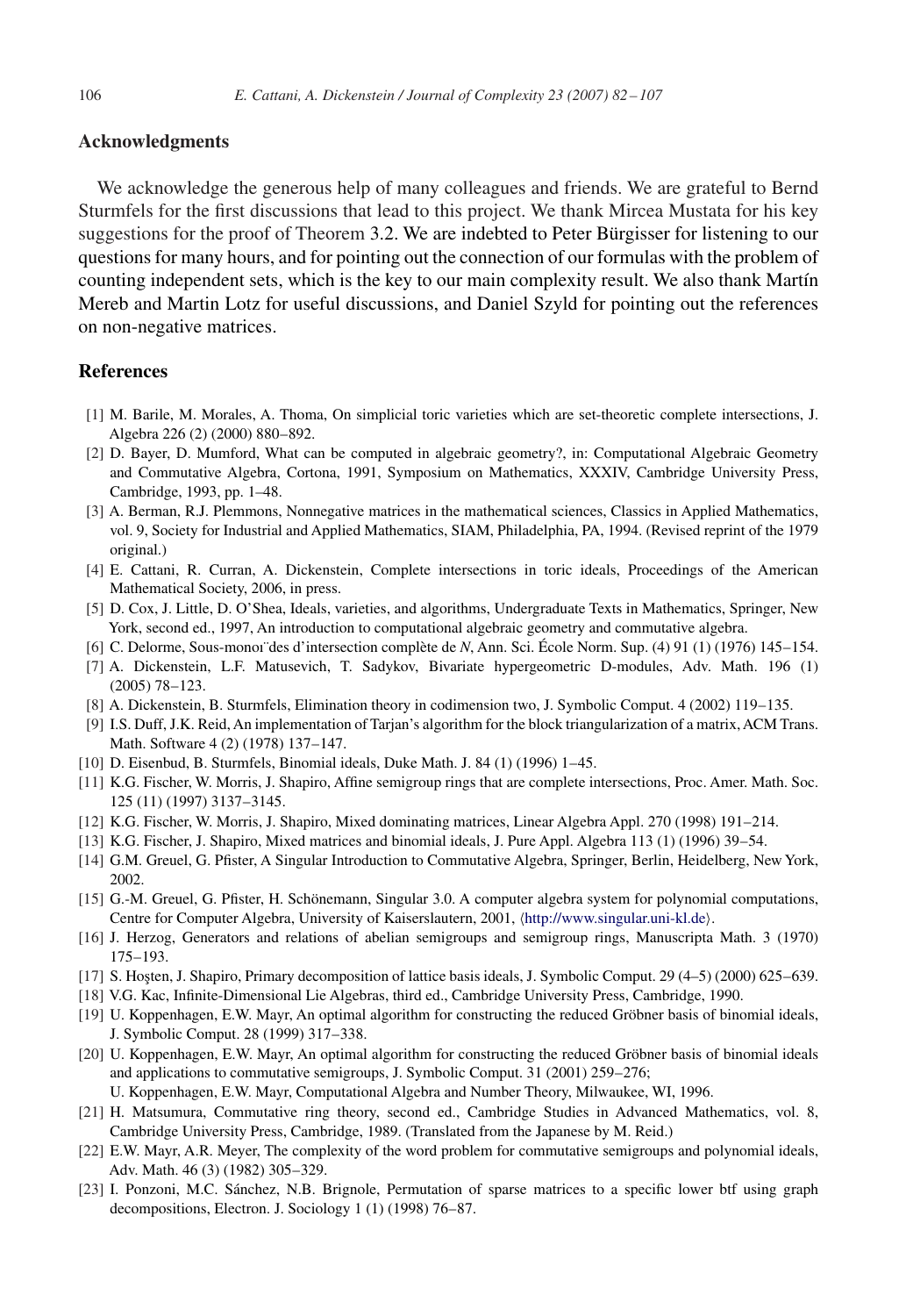## Acknowledgments

We acknowledge the generous help of many colleagues and friends. We are grateful to Bernd Sturmfels for the first discussions that lead to this project. We thank Mircea Mustata for his key suggestions for the proof of Theorem 3.2. We are indebted to Peter Bürgisser for listening to our questions for many hours, and for pointing out the connection of our formulas with the problem of counting independent sets, which is the key to our main complexity result. We also thank Martín Mereb and Martin Lotz for useful discussions, and Daniel Szyld for pointing out the references on non-negative matrices.

## References

[1] M. Barile, M. Morales, A. Thoma, On simplicial toric varieties which are set-theoretic complete intersections, J. Algebra 226 (2) (2000) 880–892.

[2] D. Bayer, D. Mumford, What can be computed in algebraic geometry?, in: Computational Algebraic Geometry and Commutative Algebra, Cortona, 1991, Symposium on Mathematics, XXXIV, Cambridge University Press, Cambridge, 1993, pp. 1–48.

[3] A. Berman, R.J. Plemmons, Nonnegative matrices in the mathematical sciences, Classics in Applied Mathematics, vol. 9, Society for Industrial and Applied Mathematics, SIAM, Philadelphia, PA, 1994. (Revised reprint of the 1979 original.)

[4] E. Cattani, R. Curran, A. Dickenstein, Complete intersections in toric ideals, Proceedings of the American Mathematical Society, 2006, in press.

[5] D. Cox, J. Little, D. O'Shea, Ideals, varieties, and algorithms, Undergraduate Texts in Mathematics, Springer, New York, second ed., 1997, An introduction to computational algebraic geometry and commutative algebra.

[6] C. Delorme, Sous-monoï des d'intersection complète de *N*, Ann. Sci. École Norm. Sup. (4) 91 (1) (1976) 145–154.

[7] A. Dickenstein, L.F. Matusevich, T. Sadykov, Bivariate hypergeometric D-modules, Adv. Math. 196 (1) (2005) 78–123.

[8] A. Dickenstein, B. Sturmfels, Elimination theory in codimension two, J. Symbolic Comput. 4 (2002) 119–135.

[9] I.S. Duff, J.K. Reid, An implementation of Tarjan's algorithm for the block triangularization of a matrix, ACM Trans. Math. Software 4 (2) (1978) 137–147.

[10] D. Eisenbud, B. Sturmfels, Binomial ideals, Duke Math. J. 84 (1) (1996) 1–45.

[11] K.G. Fischer, W. Morris, J. Shapiro, Affine semigroup rings that are complete intersections, Proc. Amer. Math. Soc. 125 (11) (1997) 3137–3145.

[12] K.G. Fischer, W. Morris, J. Shapiro, Mixed dominating matrices, Linear Algebra Appl. 270 (1998) 191–214.

[13] K.G. Fischer, J. Shapiro, Mixed matrices and binomial ideals, J. Pure Appl. Algebra 113 (1) (1996) 39–54.

[14] G.M. Greuel, G. Pfister, A Singular Introduction to Commutative Algebra, Springer, Berlin, Heidelberg, New York, 2002.

[15] G.-M. Greuel, G. Pfister, H. Schönemann, Singular 3.0. A computer algebra system for polynomial computations, Centre for Computer Algebra, University of Kaiserslautern, 2001, ⟨http://www.singular.uni-kl.de⟩.

[16] J. Herzog, Generators and relations of abelian semigroups and semigroup rings, Manuscripta Math. 3 (1970) 175–193.

[17] S. Hoşten, J. Shapiro, Primary decomposition of lattice basis ideals, J. Symbolic Comput. 29 (4–5) (2000) 625–639.

[18] V.G. Kac, Infinite-Dimensional Lie Algebras, third ed., Cambridge University Press, Cambridge, 1990.

[19] U. Koppenhagen, E.W. Mayr, An optimal algorithm for constructing the reduced Gröbner basis of binomial ideals, J. Symbolic Comput. 28 (1999) 317–338.

[20] U. Koppenhagen, E.W. Mayr, An optimal algorithm for constructing the reduced Gröbner basis of binomial ideals and applications to commutative semigroups, J. Symbolic Comput. 31 (2001) 259–276;
U. Koppenhagen, E.W. Mayr, Computational Algebra and Number Theory, Milwaukee, WI, 1996.

[21] H. Matsumura, Commutative ring theory, second ed., Cambridge Studies in Advanced Mathematics, vol. 8, Cambridge University Press, Cambridge, 1989. (Translated from the Japanese by M. Reid.)

[22] E.W. Mayr, A.R. Meyer, The complexity of the word problem for commutative semigroups and polynomial ideals, Adv. Math. 46 (3) (1982) 305–329.

[23] I. Ponzoni, M.C. Sánchez, N.B. Brignole, Permutation of sparse matrices to a specific lower btf using graph decompositions, Electron. J. Sociology 1 (1) (1998) 76–87.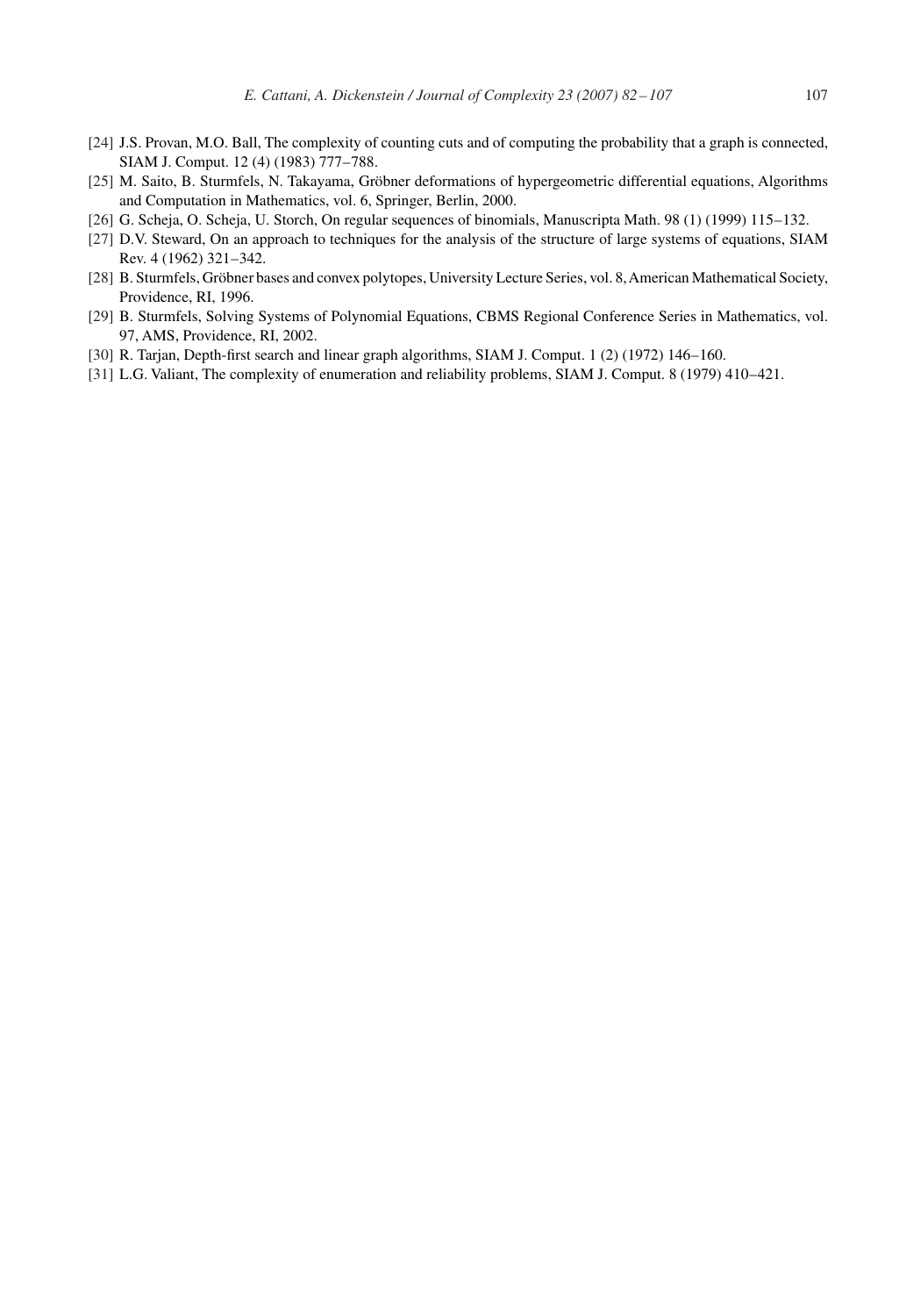[24] J.S. Provan, M.O. Ball, The complexity of counting cuts and of computing the probability that a graph is connected, SIAM J. Comput. 12 (4) (1983) 777–788.

[25] M. Saito, B. Sturmfels, N. Takayama, Gröbner deformations of hypergeometric differential equations, Algorithms and Computation in Mathematics, vol. 6, Springer, Berlin, 2000.

[26] G. Scheja, O. Scheja, U. Storch, On regular sequences of binomials, Manuscripta Math. 98 (1) (1999) 115–132.

[27] D.V. Steward, On an approach to techniques for the analysis of the structure of large systems of equations, SIAM Rev. 4 (1962) 321–342.

[28] B. Sturmfels, Gröbner bases and convex polytopes, University Lecture Series, vol. 8, American Mathematical Society, Providence, RI, 1996.

[29] B. Sturmfels, Solving Systems of Polynomial Equations, CBMS Regional Conference Series in Mathematics, vol. 97, AMS, Providence, RI, 2002.

[30] R. Tarjan, Depth-first search and linear graph algorithms, SIAM J. Comput. 1 (2) (1972) 146–160.

[31] L.G. Valiant, The complexity of enumeration and reliability problems, SIAM J. Comput. 8 (1979) 410–421.